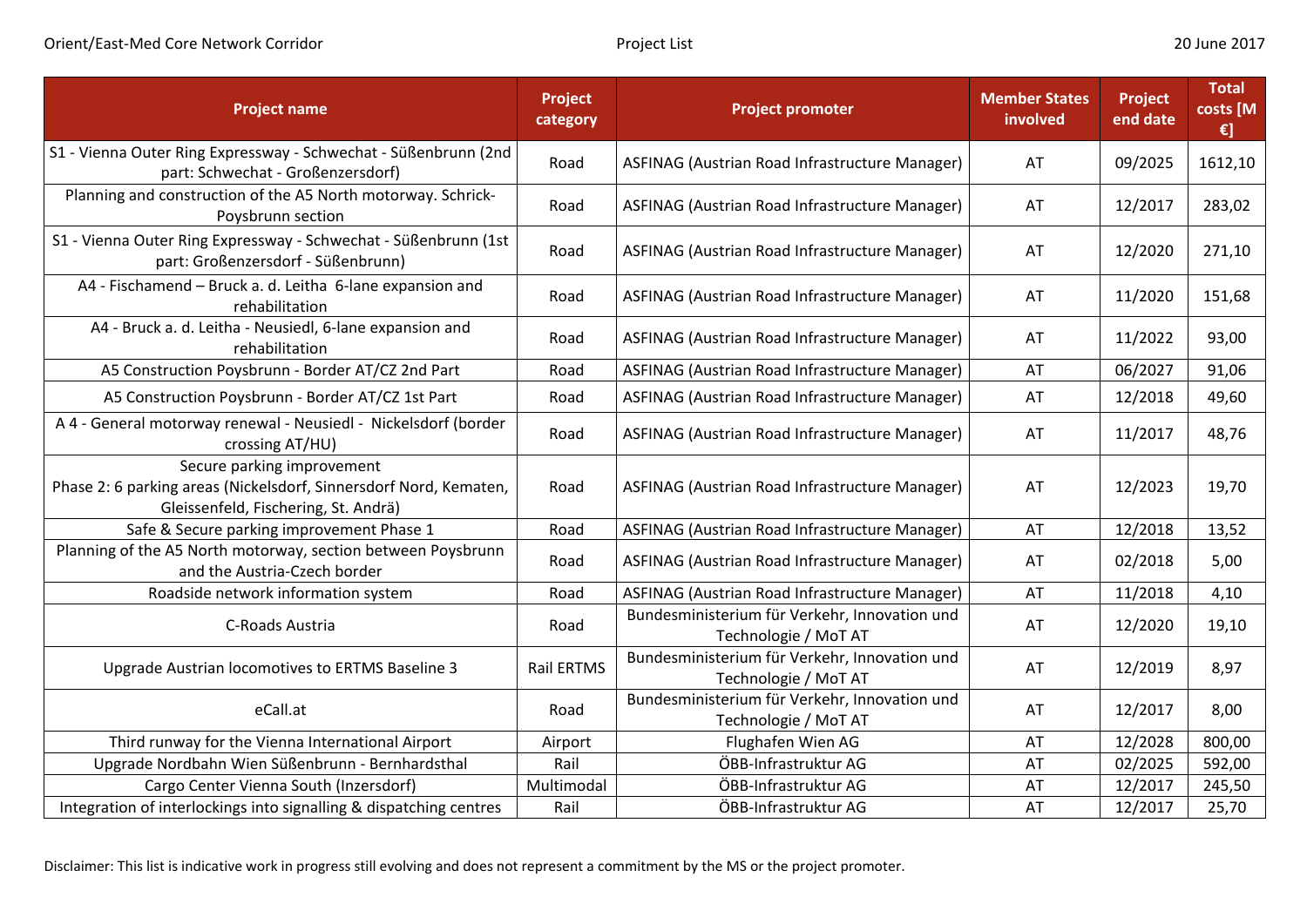| Project name | Project category | Project promoter | Member States involved | Project end date | Total costs [M €] |
|---|---|---|---|---|---|
| S1 - Vienna Outer Ring Expressway - Schwechat - Süßenbrunn (2nd part: Schwechat - Großenzersdorf) | Road | ASFINAG (Austrian Road Infrastructure Manager) | AT | 09/2025 | 1612,10 |
| Planning and construction of the A5 North motorway. Schrick-Poysbrunn section | Road | ASFINAG (Austrian Road Infrastructure Manager) | AT | 12/2017 | 283,02 |
| S1 - Vienna Outer Ring Expressway - Schwechat - Süßenbrunn (1st part: Großenzersdorf - Süßenbrunn) | Road | ASFINAG (Austrian Road Infrastructure Manager) | AT | 12/2020 | 271,10 |
| A4 - Fischamend – Bruck a. d. Leitha 6-lane expansion and rehabilitation | Road | ASFINAG (Austrian Road Infrastructure Manager) | AT | 11/2020 | 151,68 |
| A4 - Bruck a. d. Leitha - Neusiedl, 6-lane expansion and rehabilitation | Road | ASFINAG (Austrian Road Infrastructure Manager) | AT | 11/2022 | 93,00 |
| A5 Construction Poysbrunn - Border AT/CZ 2nd Part | Road | ASFINAG (Austrian Road Infrastructure Manager) | AT | 06/2027 | 91,06 |
| A5 Construction Poysbrunn - Border AT/CZ 1st Part | Road | ASFINAG (Austrian Road Infrastructure Manager) | AT | 12/2018 | 49,60 |
| A 4 - General motorway renewal - Neusiedl - Nickelsdorf (border crossing AT/HU) | Road | ASFINAG (Austrian Road Infrastructure Manager) | AT | 11/2017 | 48,76 |
| Secure parking improvement Phase 2: 6 parking areas (Nickelsdorf, Sinnersdorf Nord, Kematen, Gleissenfeld, Fischering, St. Andrä) | Road | ASFINAG (Austrian Road Infrastructure Manager) | AT | 12/2023 | 19,70 |
| Safe & Secure parking improvement Phase 1 | Road | ASFINAG (Austrian Road Infrastructure Manager) | AT | 12/2018 | 13,52 |
| Planning of the A5 North motorway, section between Poysbrunn and the Austria-Czech border | Road | ASFINAG (Austrian Road Infrastructure Manager) | AT | 02/2018 | 5,00 |
| Roadside network information system | Road | ASFINAG (Austrian Road Infrastructure Manager) | AT | 11/2018 | 4,10 |
| C-Roads Austria | Road | Bundesministerium für Verkehr, Innovation und Technologie / MoT AT | AT | 12/2020 | 19,10 |
| Upgrade Austrian locomotives to ERTMS Baseline 3 | Rail ERTMS | Bundesministerium für Verkehr, Innovation und Technologie / MoT AT | AT | 12/2019 | 8,97 |
| eCall.at | Road | Bundesministerium für Verkehr, Innovation und Technologie / MoT AT | AT | 12/2017 | 8,00 |
| Third runway for the Vienna International Airport | Airport | Flughafen Wien AG | AT | 12/2028 | 800,00 |
| Upgrade Nordbahn Wien Süßenbrunn - Bernhardsthal | Rail | ÖBB-Infrastruktur AG | AT | 02/2025 | 592,00 |
| Cargo Center Vienna South (Inzersdorf) | Multimodal | ÖBB-Infrastruktur AG | AT | 12/2017 | 245,50 |
| Integration of interlockings into signalling & dispatching centres | Rail | ÖBB-Infrastruktur AG | AT | 12/2017 | 25,70 |

Disclaimer: This list is indicative work in progress still evolving and does not represent a commitment by the MS or the project promoter.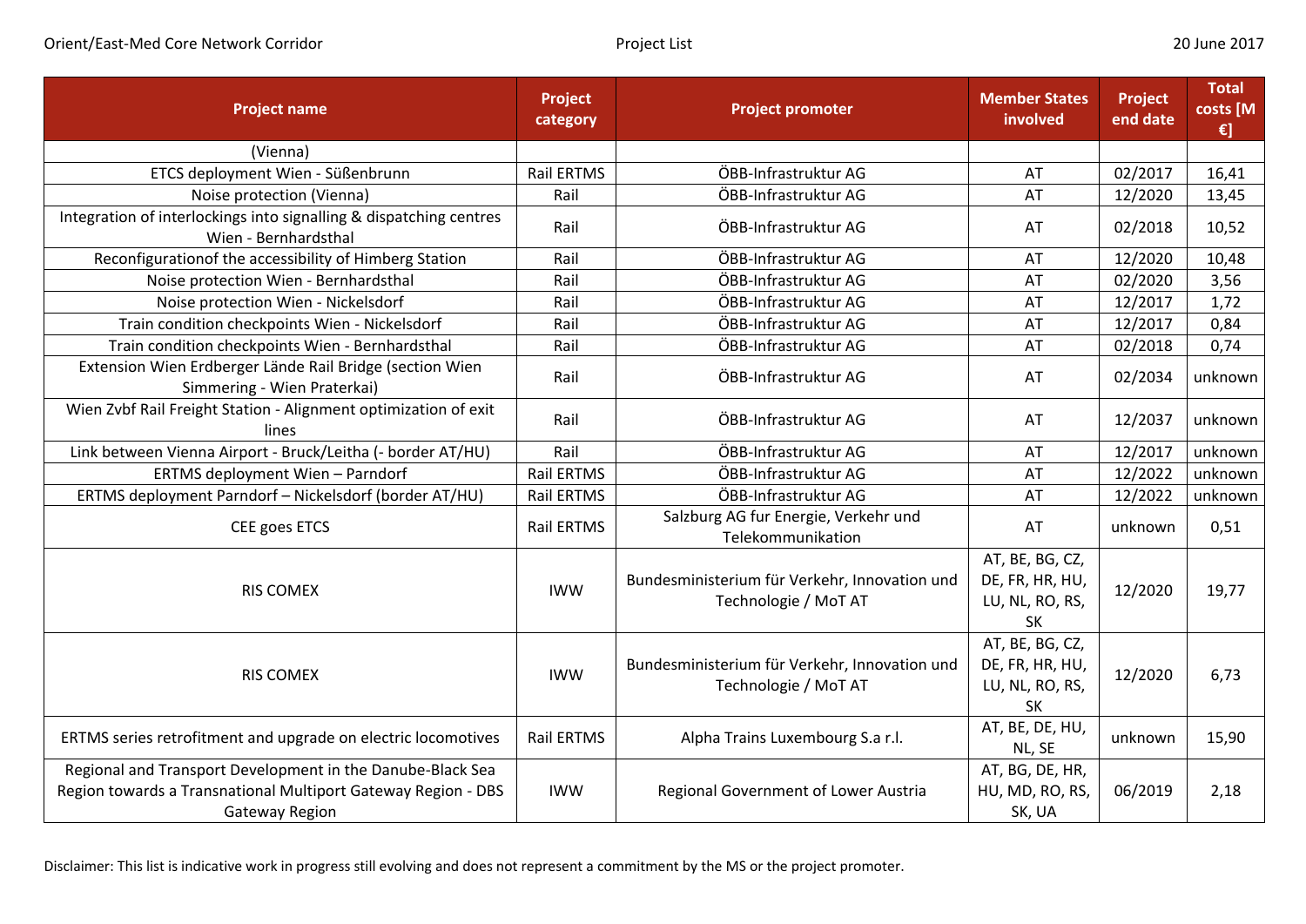| Project name | Project category | Project promoter | Member States involved | Project end date | Total costs [M €] |
|---|---|---|---|---|---|
| (Vienna) | | | | | |
| ETCS deployment Wien - Süßenbrunn | Rail ERTMS | ÖBB-Infrastruktur AG | AT | 02/2017 | 16,41 |
| Noise protection (Vienna) | Rail | ÖBB-Infrastruktur AG | AT | 12/2020 | 13,45 |
| Integration of interlockings into signalling & dispatching centres Wien - Bernhardsthal | Rail | ÖBB-Infrastruktur AG | AT | 02/2018 | 10,52 |
| Reconfigurationof the accessibility of Himberg Station | Rail | ÖBB-Infrastruktur AG | AT | 12/2020 | 10,48 |
| Noise protection Wien - Bernhardsthal | Rail | ÖBB-Infrastruktur AG | AT | 02/2020 | 3,56 |
| Noise protection Wien - Nickelsdorf | Rail | ÖBB-Infrastruktur AG | AT | 12/2017 | 1,72 |
| Train condition checkpoints Wien - Nickelsdorf | Rail | ÖBB-Infrastruktur AG | AT | 12/2017 | 0,84 |
| Train condition checkpoints Wien - Bernhardsthal | Rail | ÖBB-Infrastruktur AG | AT | 02/2018 | 0,74 |
| Extension Wien Erdberger Lände Rail Bridge (section Wien Simmering - Wien Praterkai) | Rail | ÖBB-Infrastruktur AG | AT | 02/2034 | unknown |
| Wien Zvbf Rail Freight Station - Alignment optimization of exit lines | Rail | ÖBB-Infrastruktur AG | AT | 12/2037 | unknown |
| Link between Vienna Airport - Bruck/Leitha (- border AT/HU) | Rail | ÖBB-Infrastruktur AG | AT | 12/2017 | unknown |
| ERTMS deployment Wien – Parndorf | Rail ERTMS | ÖBB-Infrastruktur AG | AT | 12/2022 | unknown |
| ERTMS deployment Parndorf – Nickelsdorf (border AT/HU) | Rail ERTMS | ÖBB-Infrastruktur AG | AT | 12/2022 | unknown |
| CEE goes ETCS | Rail ERTMS | Salzburg AG fur Energie, Verkehr und Telekommunikation | AT | unknown | 0,51 |
| RIS COMEX | IWW | Bundesministerium für Verkehr, Innovation und Technologie / MoT AT | AT, BE, BG, CZ, DE, FR, HR, HU, LU, NL, RO, RS, SK | 12/2020 | 19,77 |
| RIS COMEX | IWW | Bundesministerium für Verkehr, Innovation und Technologie / MoT AT | AT, BE, BG, CZ, DE, FR, HR, HU, LU, NL, RO, RS, SK | 12/2020 | 6,73 |
| ERTMS series retrofitment and upgrade on electric locomotives | Rail ERTMS | Alpha Trains Luxembourg S.a r.l. | AT, BE, DE, HU, NL, SE | unknown | 15,90 |
| Regional and Transport Development in the Danube-Black Sea Region towards a Transnational Multiport Gateway Region - DBS Gateway Region | IWW | Regional Government of Lower Austria | AT, BG, DE, HR, HU, MD, RO, RS, SK, UA | 06/2019 | 2,18 |

Disclaimer: This list is indicative work in progress still evolving and does not represent a commitment by the MS or the project promoter.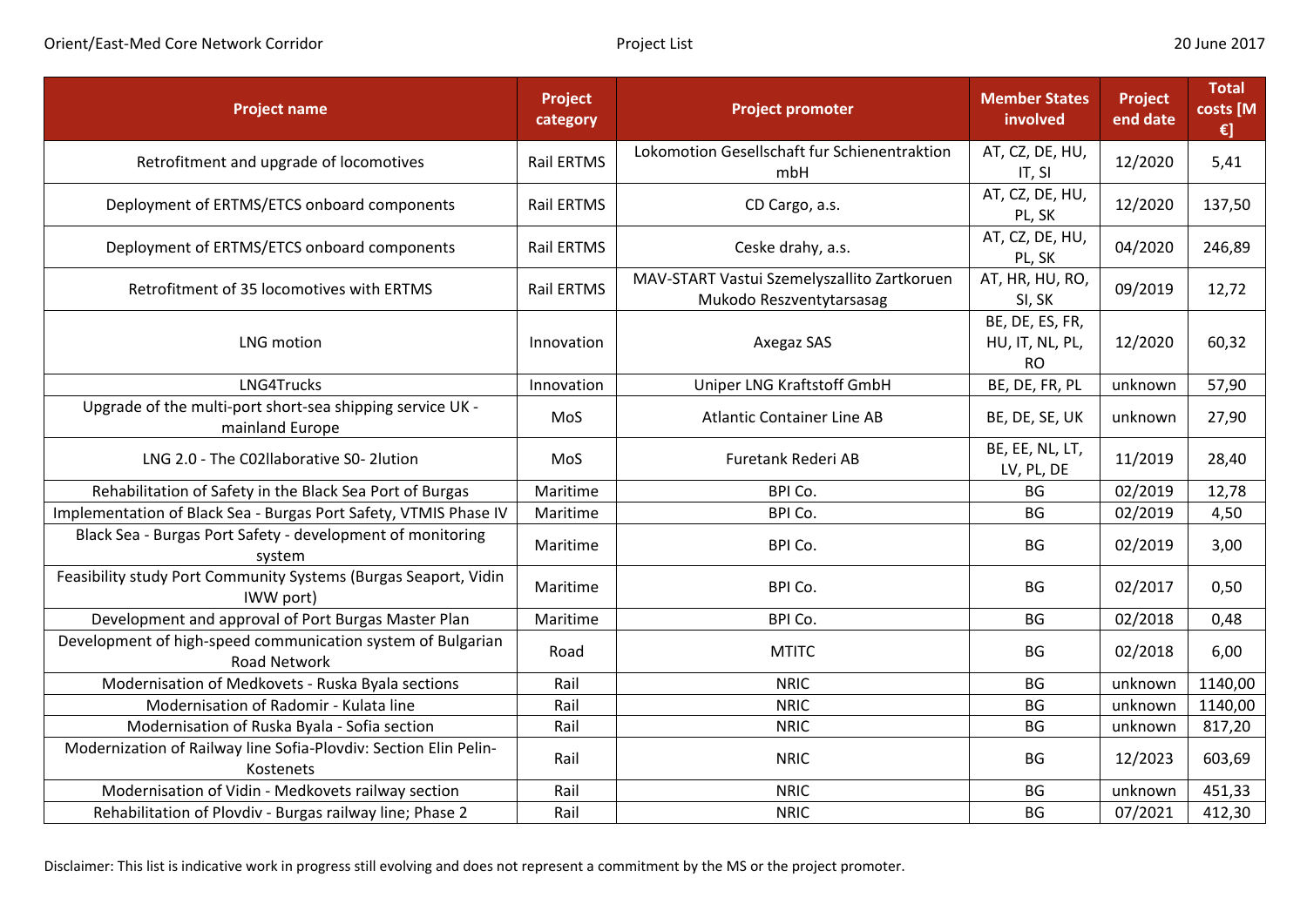| Project name | Project category | Project promoter | Member States involved | Project end date | Total costs [M €] |
|---|---|---|---|---|---|
| Retrofitment and upgrade of locomotives | Rail ERTMS | Lokomotion Gesellschaft fur Schienentraktion mbH | AT, CZ, DE, HU, IT, SI | 12/2020 | 5,41 |
| Deployment of ERTMS/ETCS onboard components | Rail ERTMS | CD Cargo, a.s. | AT, CZ, DE, HU, PL, SK | 12/2020 | 137,50 |
| Deployment of ERTMS/ETCS onboard components | Rail ERTMS | Ceske drahy, a.s. | AT, CZ, DE, HU, PL, SK | 04/2020 | 246,89 |
| Retrofitment of 35 locomotives with ERTMS | Rail ERTMS | MAV-START Vastui Szemelyszallito Zartkoruen Mukodo Reszventytarsasag | AT, HR, HU, RO, SI, SK | 09/2019 | 12,72 |
| LNG motion | Innovation | Axegaz SAS | BE, DE, ES, FR, HU, IT, NL, PL, RO | 12/2020 | 60,32 |
| LNG4Trucks | Innovation | Uniper LNG Kraftstoff GmbH | BE, DE, FR, PL | unknown | 57,90 |
| Upgrade of the multi-port short-sea shipping service UK - mainland Europe | MoS | Atlantic Container Line AB | BE, DE, SE, UK | unknown | 27,90 |
| LNG 2.0 - The C02llaborative S0- 2lution | MoS | Furetank Rederi AB | BE, EE, NL, LT, LV, PL, DE | 11/2019 | 28,40 |
| Rehabilitation of Safety in the Black Sea Port of Burgas | Maritime | BPI Co. | BG | 02/2019 | 12,78 |
| Implementation of Black Sea - Burgas Port Safety, VTMIS Phase IV | Maritime | BPI Co. | BG | 02/2019 | 4,50 |
| Black Sea - Burgas Port Safety - development of monitoring system | Maritime | BPI Co. | BG | 02/2019 | 3,00 |
| Feasibility study Port Community Systems (Burgas Seaport, Vidin IWW port) | Maritime | BPI Co. | BG | 02/2017 | 0,50 |
| Development and approval of Port Burgas Master Plan | Maritime | BPI Co. | BG | 02/2018 | 0,48 |
| Development of high-speed communication system of Bulgarian Road Network | Road | MTITC | BG | 02/2018 | 6,00 |
| Modernisation of Medkovets - Ruska Byala sections | Rail | NRIC | BG | unknown | 1140,00 |
| Modernisation of Radomir - Kulata line | Rail | NRIC | BG | unknown | 1140,00 |
| Modernisation of Ruska Byala - Sofia section | Rail | NRIC | BG | unknown | 817,20 |
| Modernization of Railway line Sofia-Plovdiv: Section Elin Pelin-Kostenets | Rail | NRIC | BG | 12/2023 | 603,69 |
| Modernisation of Vidin - Medkovets railway section | Rail | NRIC | BG | unknown | 451,33 |
| Rehabilitation of Plovdiv - Burgas railway line; Phase 2 | Rail | NRIC | BG | 07/2021 | 412,30 |

Disclaimer: This list is indicative work in progress still evolving and does not represent a commitment by the MS or the project promoter.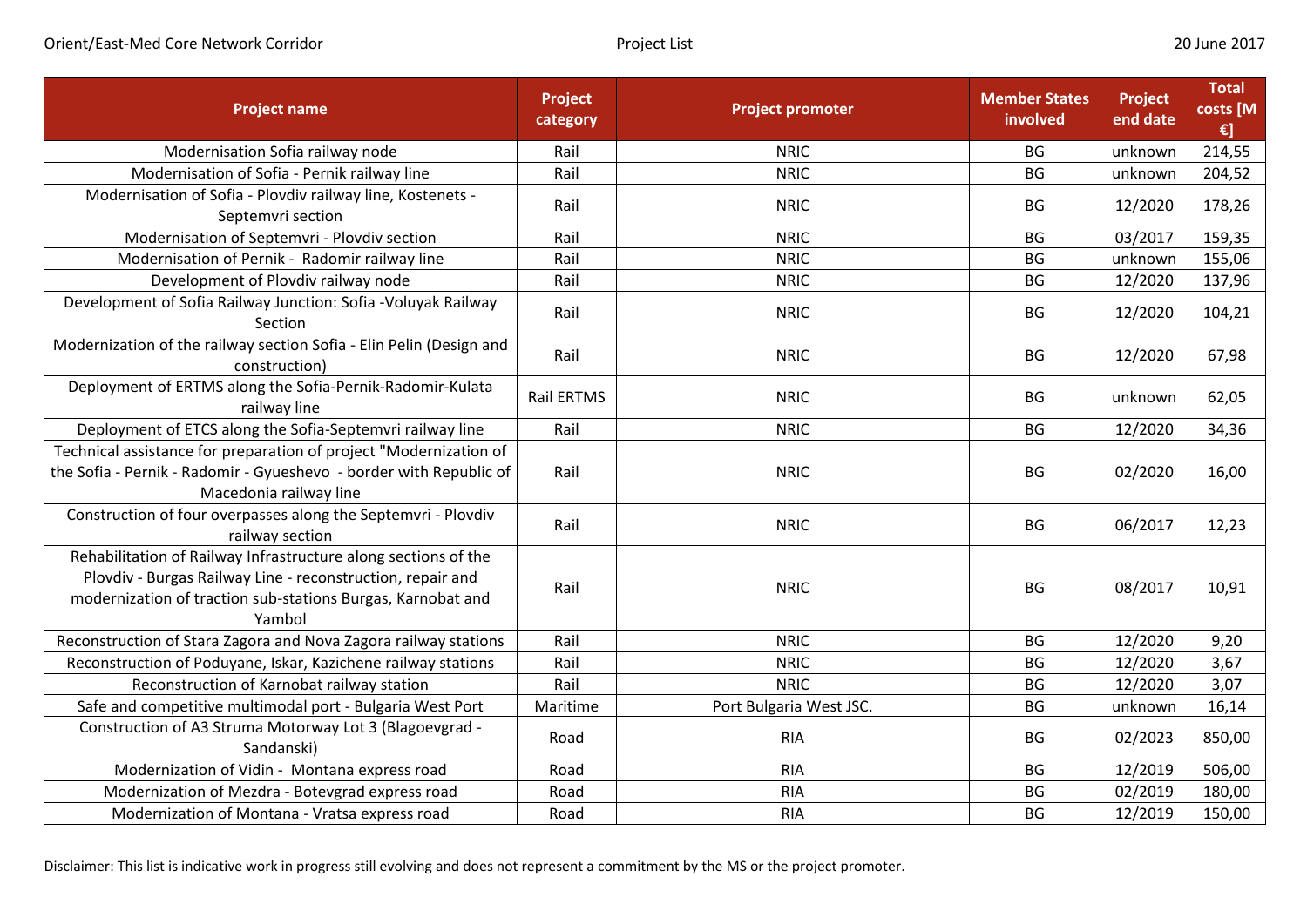| Project name | Project category | Project promoter | Member States involved | Project end date | Total costs [M €] |
|---|---|---|---|---|---|
| Modernisation Sofia railway node | Rail | NRIC | BG | unknown | 214,55 |
| Modernisation of Sofia - Pernik railway line | Rail | NRIC | BG | unknown | 204,52 |
| Modernisation of Sofia - Plovdiv railway line, Kostenets - Septemvri section | Rail | NRIC | BG | 12/2020 | 178,26 |
| Modernisation of Septemvri - Plovdiv section | Rail | NRIC | BG | 03/2017 | 159,35 |
| Modernisation of Pernik - Radomir railway line | Rail | NRIC | BG | unknown | 155,06 |
| Development of Plovdiv railway node | Rail | NRIC | BG | 12/2020 | 137,96 |
| Development of Sofia Railway Junction: Sofia -Voluyak Railway Section | Rail | NRIC | BG | 12/2020 | 104,21 |
| Modernization of the railway section Sofia - Elin Pelin (Design and construction) | Rail | NRIC | BG | 12/2020 | 67,98 |
| Deployment of ERTMS along the Sofia-Pernik-Radomir-Kulata railway line | Rail ERTMS | NRIC | BG | unknown | 62,05 |
| Deployment of ETCS along the Sofia-Septemvri railway line | Rail | NRIC | BG | 12/2020 | 34,36 |
| Technical assistance for preparation of project "Modernization of the Sofia - Pernik - Radomir - Gyueshevo - border with Republic of Macedonia railway line | Rail | NRIC | BG | 02/2020 | 16,00 |
| Construction of four overpasses along the Septemvri - Plovdiv railway section | Rail | NRIC | BG | 06/2017 | 12,23 |
| Rehabilitation of Railway Infrastructure along sections of the Plovdiv - Burgas Railway Line - reconstruction, repair and modernization of traction sub-stations Burgas, Karnobat and Yambol | Rail | NRIC | BG | 08/2017 | 10,91 |
| Reconstruction of Stara Zagora and Nova Zagora railway stations | Rail | NRIC | BG | 12/2020 | 9,20 |
| Reconstruction of Poduyane, Iskar, Kazichene railway stations | Rail | NRIC | BG | 12/2020 | 3,67 |
| Reconstruction of Karnobat railway station | Rail | NRIC | BG | 12/2020 | 3,07 |
| Safe and competitive multimodal port - Bulgaria West Port | Maritime | Port Bulgaria West JSC. | BG | unknown | 16,14 |
| Construction of A3 Struma Motorway Lot 3 (Blagoevgrad - Sandanski) | Road | RIA | BG | 02/2023 | 850,00 |
| Modernization of Vidin - Montana express road | Road | RIA | BG | 12/2019 | 506,00 |
| Modernization of Mezdra - Botevgrad express road | Road | RIA | BG | 02/2019 | 180,00 |
| Modernization of Montana - Vratsa express road | Road | RIA | BG | 12/2019 | 150,00 |

Disclaimer: This list is indicative work in progress still evolving and does not represent a commitment by the MS or the project promoter.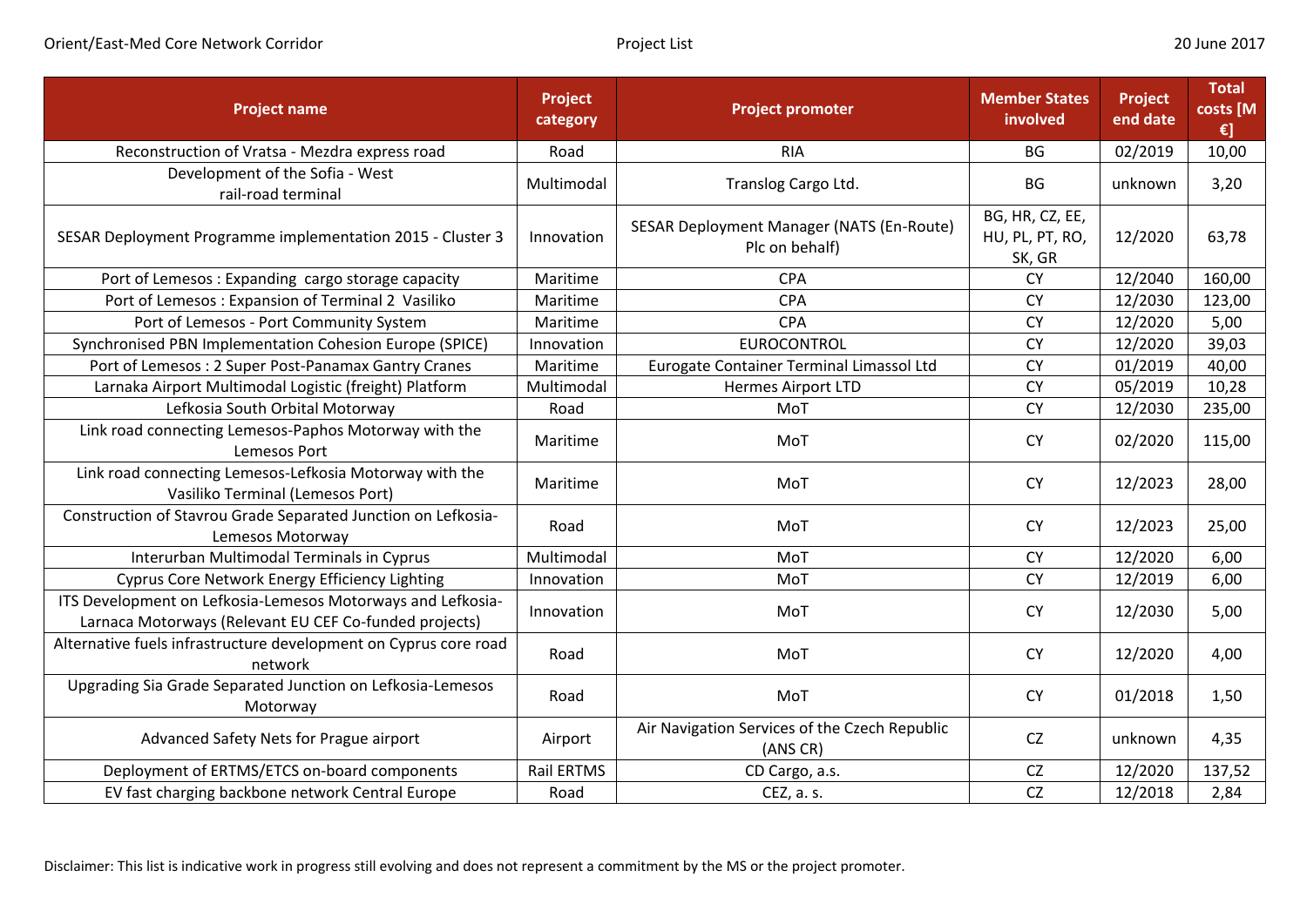| Project name | Project category | Project promoter | Member States involved | Project end date | Total costs [M €] |
|---|---|---|---|---|---|
| Reconstruction of Vratsa - Mezdra express road | Road | RIA | BG | 02/2019 | 10,00 |
| Development of the Sofia - West rail-road terminal | Multimodal | Translog Cargo Ltd. | BG | unknown | 3,20 |
| SESAR Deployment Programme implementation 2015 - Cluster 3 | Innovation | SESAR Deployment Manager (NATS (En-Route) Plc on behalf) | BG, HR, CZ, EE, HU, PL, PT, RO, SK, GR | 12/2020 | 63,78 |
| Port of Lemesos : Expanding cargo storage capacity | Maritime | CPA | CY | 12/2040 | 160,00 |
| Port of Lemesos : Expansion of Terminal 2 Vasiliko | Maritime | CPA | CY | 12/2030 | 123,00 |
| Port of Lemesos - Port Community System | Maritime | CPA | CY | 12/2020 | 5,00 |
| Synchronised PBN Implementation Cohesion Europe (SPICE) | Innovation | EUROCONTROL | CY | 12/2020 | 39,03 |
| Port of Lemesos : 2 Super Post-Panamax Gantry Cranes | Maritime | Eurogate Container Terminal Limassol Ltd | CY | 01/2019 | 40,00 |
| Larnaka Airport Multimodal Logistic (freight) Platform | Multimodal | Hermes Airport LTD | CY | 05/2019 | 10,28 |
| Lefkosia South Orbital Motorway | Road | MoT | CY | 12/2030 | 235,00 |
| Link road connecting Lemesos-Paphos Motorway with the Lemesos Port | Maritime | MoT | CY | 02/2020 | 115,00 |
| Link road connecting Lemesos-Lefkosia Motorway with the Vasiliko Terminal (Lemesos Port) | Maritime | MoT | CY | 12/2023 | 28,00 |
| Construction of Stavrou Grade Separated Junction on Lefkosia-Lemesos Motorway | Road | MoT | CY | 12/2023 | 25,00 |
| Interurban Multimodal Terminals in Cyprus | Multimodal | MoT | CY | 12/2020 | 6,00 |
| Cyprus Core Network Energy Efficiency Lighting | Innovation | MoT | CY | 12/2019 | 6,00 |
| ITS Development on Lefkosia-Lemesos Motorways and Lefkosia-Larnaca Motorways (Relevant EU CEF Co-funded projects) | Innovation | MoT | CY | 12/2030 | 5,00 |
| Alternative fuels infrastructure development on Cyprus core road network | Road | MoT | CY | 12/2020 | 4,00 |
| Upgrading Sia Grade Separated Junction on Lefkosia-Lemesos Motorway | Road | MoT | CY | 01/2018 | 1,50 |
| Advanced Safety Nets for Prague airport | Airport | Air Navigation Services of the Czech Republic (ANS CR) | CZ | unknown | 4,35 |
| Deployment of ERTMS/ETCS on-board components | Rail ERTMS | CD Cargo, a.s. | CZ | 12/2020 | 137,52 |
| EV fast charging backbone network Central Europe | Road | CEZ, a. s. | CZ | 12/2018 | 2,84 |

Disclaimer: This list is indicative work in progress still evolving and does not represent a commitment by the MS or the project promoter.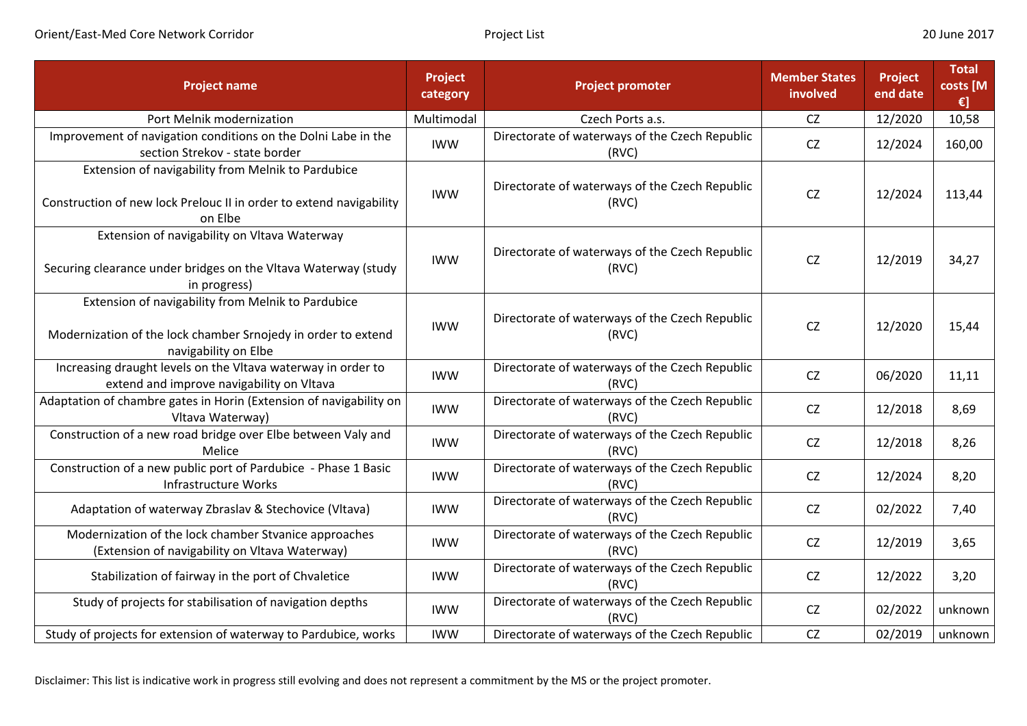| Project name | Project category | Project promoter | Member States involved | Project end date | Total costs [M €] |
|---|---|---|---|---|---|
| Port Melnik modernization | Multimodal | Czech Ports a.s. | CZ | 12/2020 | 10,58 |
| Improvement of navigation conditions on the Dolni Labe in the section Strekov - state border | IWW | Directorate of waterways of the Czech Republic (RVC) | CZ | 12/2024 | 160,00 |
| Extension of navigability from Melnik to Pardubice<br><br>Construction of new lock Prelouc II in order to extend navigability on Elbe | IWW | Directorate of waterways of the Czech Republic (RVC) | CZ | 12/2024 | 113,44 |
| Extension of navigability on Vltava Waterway<br><br>Securing clearance under bridges on the Vltava Waterway (study in progress) | IWW | Directorate of waterways of the Czech Republic (RVC) | CZ | 12/2019 | 34,27 |
| Extension of navigability from Melnik to Pardubice<br><br>Modernization of the lock chamber Srnojedy in order to extend navigability on Elbe | IWW | Directorate of waterways of the Czech Republic (RVC) | CZ | 12/2020 | 15,44 |
| Increasing draught levels on the Vltava waterway in order to extend and improve navigability on Vltava | IWW | Directorate of waterways of the Czech Republic (RVC) | CZ | 06/2020 | 11,11 |
| Adaptation of chambre gates in Horin (Extension of navigability on Vltava Waterway) | IWW | Directorate of waterways of the Czech Republic (RVC) | CZ | 12/2018 | 8,69 |
| Construction of a new road bridge over Elbe between Valy and Melice | IWW | Directorate of waterways of the Czech Republic (RVC) | CZ | 12/2018 | 8,26 |
| Construction of a new public port of Pardubice - Phase 1 Basic Infrastructure Works | IWW | Directorate of waterways of the Czech Republic (RVC) | CZ | 12/2024 | 8,20 |
| Adaptation of waterway Zbraslav & Stechovice (Vltava) | IWW | Directorate of waterways of the Czech Republic (RVC) | CZ | 02/2022 | 7,40 |
| Modernization of the lock chamber Stvanice approaches (Extension of navigability on Vltava Waterway) | IWW | Directorate of waterways of the Czech Republic (RVC) | CZ | 12/2019 | 3,65 |
| Stabilization of fairway in the port of Chvaletice | IWW | Directorate of waterways of the Czech Republic (RVC) | CZ | 12/2022 | 3,20 |
| Study of projects for stabilisation of navigation depths | IWW | Directorate of waterways of the Czech Republic (RVC) | CZ | 02/2022 | unknown |
| Study of projects for extension of waterway to Pardubice, works | IWW | Directorate of waterways of the Czech Republic | CZ | 02/2019 | unknown |

Disclaimer: This list is indicative work in progress still evolving and does not represent a commitment by the MS or the project promoter.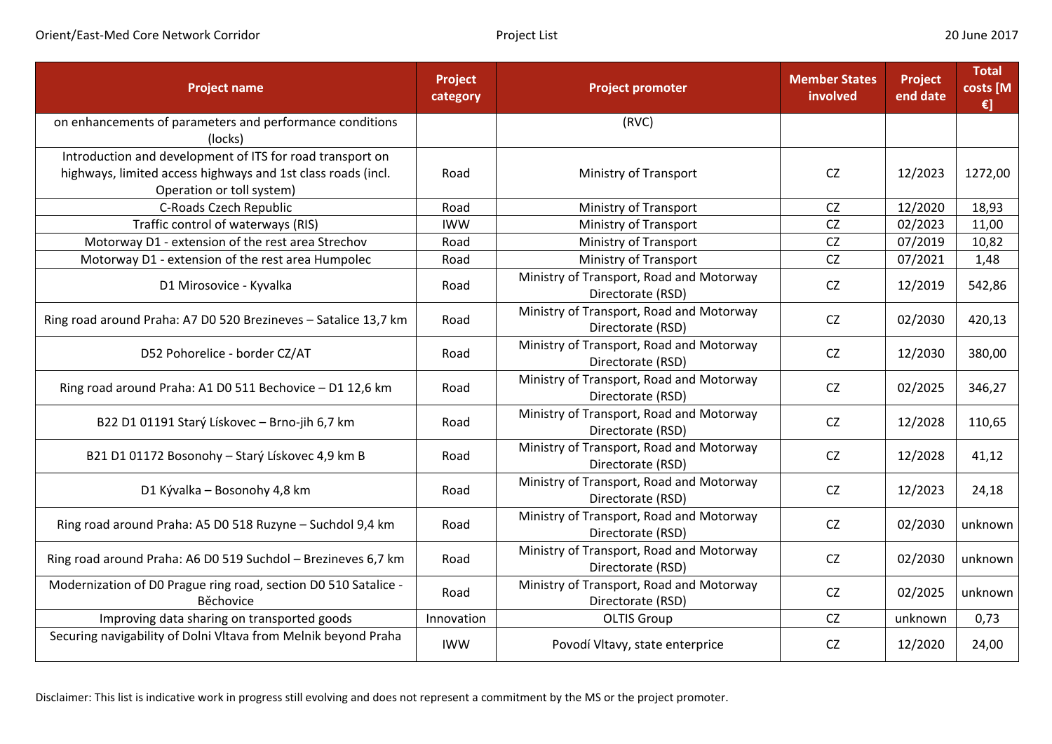| Project name | Project category | Project promoter | Member States involved | Project end date | Total costs [M €] |
|---|---|---|---|---|---|
| on enhancements of parameters and performance conditions (locks) | | (RVC) | | | |
| Introduction and development of ITS for road transport on highways, limited access highways and 1st class roads (incl. Operation or toll system) | Road | Ministry of Transport | CZ | 12/2023 | 1272,00 |
| C-Roads Czech Republic | Road | Ministry of Transport | CZ | 12/2020 | 18,93 |
| Traffic control of waterways (RIS) | IWW | Ministry of Transport | CZ | 02/2023 | 11,00 |
| Motorway D1 - extension of the rest area Strechov | Road | Ministry of Transport | CZ | 07/2019 | 10,82 |
| Motorway D1 - extension of the rest area Humpolec | Road | Ministry of Transport | CZ | 07/2021 | 1,48 |
| D1 Mirosovice - Kyvalka | Road | Ministry of Transport, Road and Motorway Directorate (RSD) | CZ | 12/2019 | 542,86 |
| Ring road around Praha: A7 D0 520 Brezineves – Satalice 13,7 km | Road | Ministry of Transport, Road and Motorway Directorate (RSD) | CZ | 02/2030 | 420,13 |
| D52 Pohorelice - border CZ/AT | Road | Ministry of Transport, Road and Motorway Directorate (RSD) | CZ | 12/2030 | 380,00 |
| Ring road around Praha: A1 D0 511 Bechovice – D1 12,6 km | Road | Ministry of Transport, Road and Motorway Directorate (RSD) | CZ | 02/2025 | 346,27 |
| B22 D1 01191 Starý Lískovec – Brno-jih 6,7 km | Road | Ministry of Transport, Road and Motorway Directorate (RSD) | CZ | 12/2028 | 110,65 |
| B21 D1 01172 Bosonohy – Starý Lískovec 4,9 km B | Road | Ministry of Transport, Road and Motorway Directorate (RSD) | CZ | 12/2028 | 41,12 |
| D1 Kývalka – Bosonohy 4,8 km | Road | Ministry of Transport, Road and Motorway Directorate (RSD) | CZ | 12/2023 | 24,18 |
| Ring road around Praha: A5 D0 518 Ruzyne – Suchdol 9,4 km | Road | Ministry of Transport, Road and Motorway Directorate (RSD) | CZ | 02/2030 | unknown |
| Ring road around Praha: A6 D0 519 Suchdol – Brezineves 6,7 km | Road | Ministry of Transport, Road and Motorway Directorate (RSD) | CZ | 02/2030 | unknown |
| Modernization of D0 Prague ring road, section D0 510 Satalice - Běchovice | Road | Ministry of Transport, Road and Motorway Directorate (RSD) | CZ | 02/2025 | unknown |
| Improving data sharing on transported goods | Innovation | OLTIS Group | CZ | unknown | 0,73 |
| Securing navigability of Dolni Vltava from Melnik beyond Praha | IWW | Povodí Vltavy, state enterprice | CZ | 12/2020 | 24,00 |

Disclaimer: This list is indicative work in progress still evolving and does not represent a commitment by the MS or the project promoter.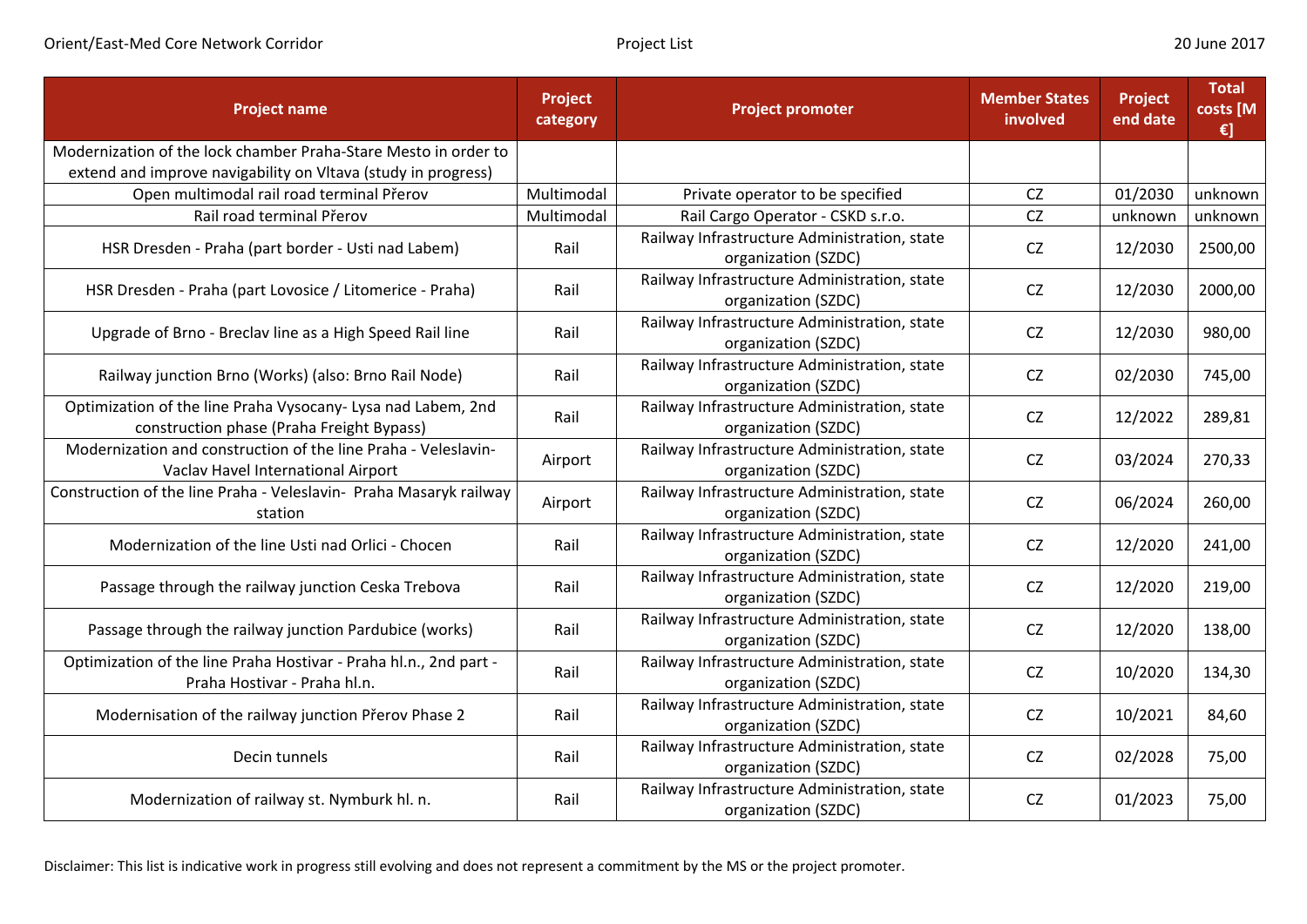| Project name | Project category | Project promoter | Member States involved | Project end date | Total costs [M €] |
|---|---|---|---|---|---|
| Modernization of the lock chamber Praha-Stare Mesto in order to extend and improve navigability on Vltava (study in progress) | | | | | |
| Open multimodal rail road terminal Přerov | Multimodal | Private operator to be specified | CZ | 01/2030 | unknown |
| Rail road terminal Přerov | Multimodal | Rail Cargo Operator - CSKD s.r.o. | CZ | unknown | unknown |
| HSR Dresden - Praha (part border - Usti nad Labem) | Rail | Railway Infrastructure Administration, state organization (SZDC) | CZ | 12/2030 | 2500,00 |
| HSR Dresden - Praha (part Lovosice / Litomerice - Praha) | Rail | Railway Infrastructure Administration, state organization (SZDC) | CZ | 12/2030 | 2000,00 |
| Upgrade of Brno - Breclav line as a High Speed Rail line | Rail | Railway Infrastructure Administration, state organization (SZDC) | CZ | 12/2030 | 980,00 |
| Railway junction Brno (Works) (also: Brno Rail Node) | Rail | Railway Infrastructure Administration, state organization (SZDC) | CZ | 02/2030 | 745,00 |
| Optimization of the line Praha Vysocany- Lysa nad Labem, 2nd construction phase (Praha Freight Bypass) | Rail | Railway Infrastructure Administration, state organization (SZDC) | CZ | 12/2022 | 289,81 |
| Modernization and construction of the line Praha - Veleslavin- Vaclav Havel International Airport | Airport | Railway Infrastructure Administration, state organization (SZDC) | CZ | 03/2024 | 270,33 |
| Construction of the line Praha - Veleslavin- Praha Masaryk railway station | Airport | Railway Infrastructure Administration, state organization (SZDC) | CZ | 06/2024 | 260,00 |
| Modernization of the line Usti nad Orlici - Chocen | Rail | Railway Infrastructure Administration, state organization (SZDC) | CZ | 12/2020 | 241,00 |
| Passage through the railway junction Ceska Trebova | Rail | Railway Infrastructure Administration, state organization (SZDC) | CZ | 12/2020 | 219,00 |
| Passage through the railway junction Pardubice (works) | Rail | Railway Infrastructure Administration, state organization (SZDC) | CZ | 12/2020 | 138,00 |
| Optimization of the line Praha Hostivar - Praha hl.n., 2nd part - Praha Hostivar - Praha hl.n. | Rail | Railway Infrastructure Administration, state organization (SZDC) | CZ | 10/2020 | 134,30 |
| Modernisation of the railway junction Přerov Phase 2 | Rail | Railway Infrastructure Administration, state organization (SZDC) | CZ | 10/2021 | 84,60 |
| Decin tunnels | Rail | Railway Infrastructure Administration, state organization (SZDC) | CZ | 02/2028 | 75,00 |
| Modernization of railway st. Nymburk hl. n. | Rail | Railway Infrastructure Administration, state organization (SZDC) | CZ | 01/2023 | 75,00 |

Disclaimer: This list is indicative work in progress still evolving and does not represent a commitment by the MS or the project promoter.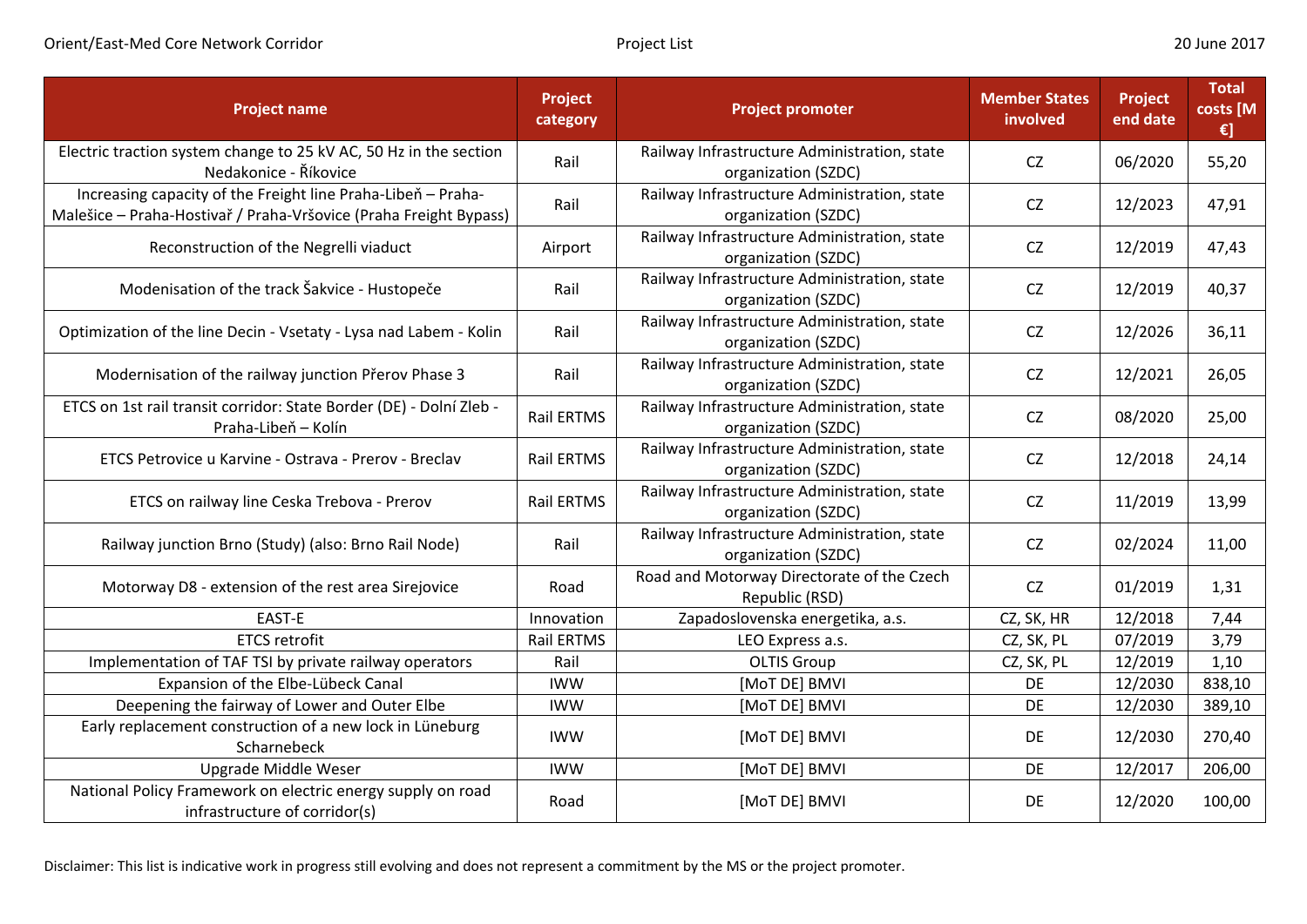| Project name | Project category | Project promoter | Member States involved | Project end date | Total costs [M €] |
|---|---|---|---|---|---|
| Electric traction system change to 25 kV AC, 50 Hz in the section Nedakonice - Říkovice | Rail | Railway Infrastructure Administration, state organization (SZDC) | CZ | 06/2020 | 55,20 |
| Increasing capacity of the Freight line Praha-Libeň – Praha-Malešice – Praha-Hostivař / Praha-Vršovice (Praha Freight Bypass) | Rail | Railway Infrastructure Administration, state organization (SZDC) | CZ | 12/2023 | 47,91 |
| Reconstruction of the Negrelli viaduct | Airport | Railway Infrastructure Administration, state organization (SZDC) | CZ | 12/2019 | 47,43 |
| Modenisation of the track Šakvice - Hustopeče | Rail | Railway Infrastructure Administration, state organization (SZDC) | CZ | 12/2019 | 40,37 |
| Optimization of the line Decin - Vsetaty - Lysa nad Labem - Kolin | Rail | Railway Infrastructure Administration, state organization (SZDC) | CZ | 12/2026 | 36,11 |
| Modernisation of the railway junction Přerov Phase 3 | Rail | Railway Infrastructure Administration, state organization (SZDC) | CZ | 12/2021 | 26,05 |
| ETCS on 1st rail transit corridor: State Border (DE) - Dolní Zleb - Praha-Libeň – Kolín | Rail ERTMS | Railway Infrastructure Administration, state organization (SZDC) | CZ | 08/2020 | 25,00 |
| ETCS Petrovice u Karvine - Ostrava - Prerov - Breclav | Rail ERTMS | Railway Infrastructure Administration, state organization (SZDC) | CZ | 12/2018 | 24,14 |
| ETCS on railway line Ceska Trebova - Prerov | Rail ERTMS | Railway Infrastructure Administration, state organization (SZDC) | CZ | 11/2019 | 13,99 |
| Railway junction Brno (Study) (also: Brno Rail Node) | Rail | Railway Infrastructure Administration, state organization (SZDC) | CZ | 02/2024 | 11,00 |
| Motorway D8 - extension of the rest area Sirejovice | Road | Road and Motorway Directorate of the Czech Republic (RSD) | CZ | 01/2019 | 1,31 |
| EAST-E | Innovation | Zapadoslovenska energetika, a.s. | CZ, SK, HR | 12/2018 | 7,44 |
| ETCS retrofit | Rail ERTMS | LEO Express a.s. | CZ, SK, PL | 07/2019 | 3,79 |
| Implementation of TAF TSI by private railway operators | Rail | OLTIS Group | CZ, SK, PL | 12/2019 | 1,10 |
| Expansion of the Elbe-Lübeck Canal | IWW | [MoT DE] BMVI | DE | 12/2030 | 838,10 |
| Deepening the fairway of Lower and Outer Elbe | IWW | [MoT DE] BMVI | DE | 12/2030 | 389,10 |
| Early replacement construction of a new lock in Lüneburg Scharnebeck | IWW | [MoT DE] BMVI | DE | 12/2030 | 270,40 |
| Upgrade Middle Weser | IWW | [MoT DE] BMVI | DE | 12/2017 | 206,00 |
| National Policy Framework on electric energy supply on road infrastructure of corridor(s) | Road | [MoT DE] BMVI | DE | 12/2020 | 100,00 |

Disclaimer: This list is indicative work in progress still evolving and does not represent a commitment by the MS or the project promoter.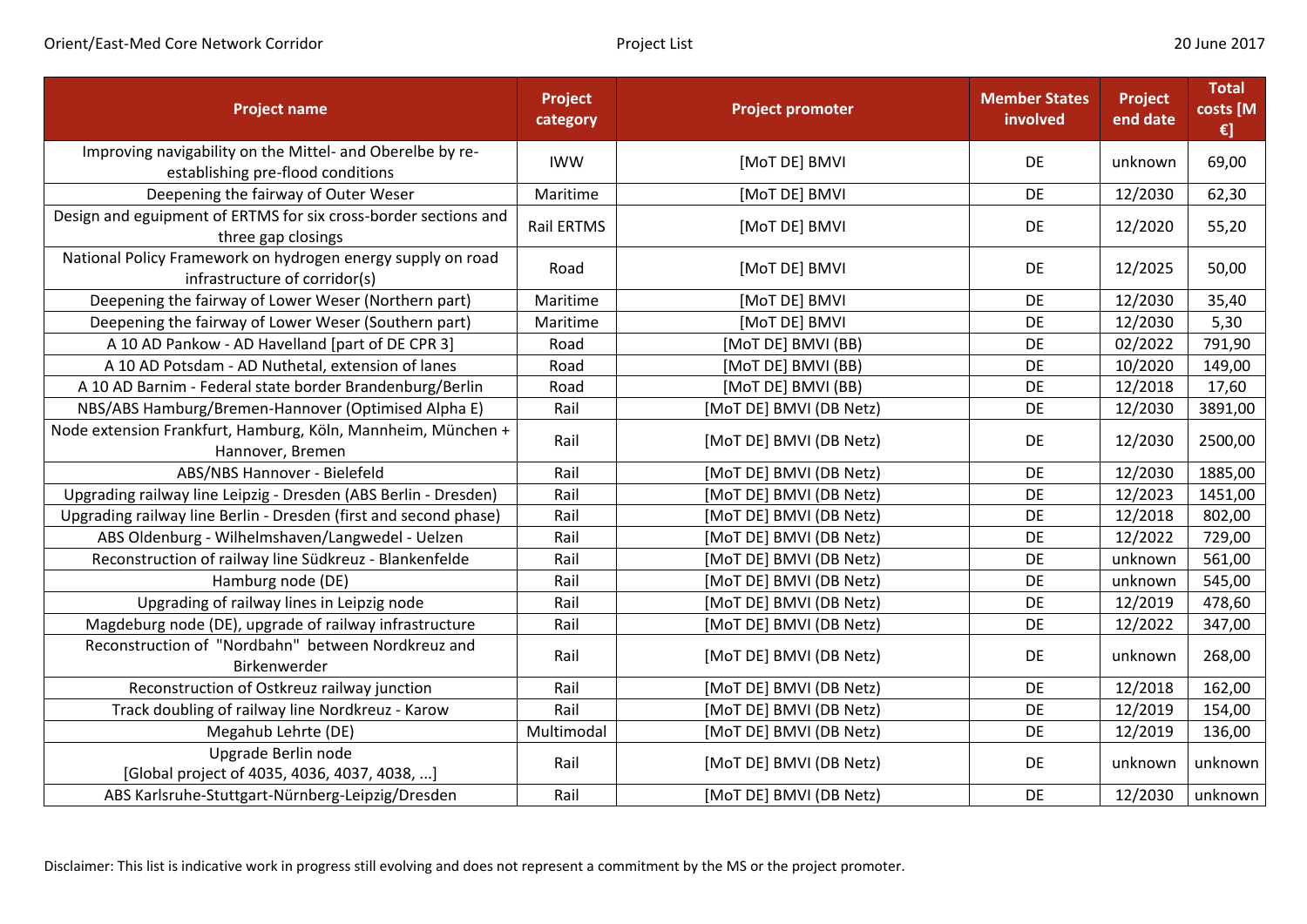| Project name | Project category | Project promoter | Member States involved | Project end date | Total costs [M €] |
|---|---|---|---|---|---|
| Improving navigability on the Mittel- and Oberelbe by re-establishing pre-flood conditions | IWW | [MoT DE] BMVI | DE | unknown | 69,00 |
| Deepening the fairway of Outer Weser | Maritime | [MoT DE] BMVI | DE | 12/2030 | 62,30 |
| Design and eguipment of ERTMS for six cross-border sections and three gap closings | Rail ERTMS | [MoT DE] BMVI | DE | 12/2020 | 55,20 |
| National Policy Framework on hydrogen energy supply on road infrastructure of corridor(s) | Road | [MoT DE] BMVI | DE | 12/2025 | 50,00 |
| Deepening the fairway of Lower Weser (Northern part) | Maritime | [MoT DE] BMVI | DE | 12/2030 | 35,40 |
| Deepening the fairway of Lower Weser (Southern part) | Maritime | [MoT DE] BMVI | DE | 12/2030 | 5,30 |
| A 10 AD Pankow - AD Havelland [part of DE CPR 3] | Road | [MoT DE] BMVI (BB) | DE | 02/2022 | 791,90 |
| A 10 AD Potsdam - AD Nuthetal, extension of lanes | Road | [MoT DE] BMVI (BB) | DE | 10/2020 | 149,00 |
| A 10 AD Barnim - Federal state border Brandenburg/Berlin | Road | [MoT DE] BMVI (BB) | DE | 12/2018 | 17,60 |
| NBS/ABS Hamburg/Bremen-Hannover (Optimised Alpha E) | Rail | [MoT DE] BMVI (DB Netz) | DE | 12/2030 | 3891,00 |
| Node extension Frankfurt, Hamburg, Köln, Mannheim, München + Hannover, Bremen | Rail | [MoT DE] BMVI (DB Netz) | DE | 12/2030 | 2500,00 |
| ABS/NBS Hannover - Bielefeld | Rail | [MoT DE] BMVI (DB Netz) | DE | 12/2030 | 1885,00 |
| Upgrading railway line Leipzig - Dresden (ABS Berlin - Dresden) | Rail | [MoT DE] BMVI (DB Netz) | DE | 12/2023 | 1451,00 |
| Upgrading railway line Berlin - Dresden (first and second phase) | Rail | [MoT DE] BMVI (DB Netz) | DE | 12/2018 | 802,00 |
| ABS Oldenburg - Wilhelmshaven/Langwedel - Uelzen | Rail | [MoT DE] BMVI (DB Netz) | DE | 12/2022 | 729,00 |
| Reconstruction of railway line Südkreuz - Blankenfelde | Rail | [MoT DE] BMVI (DB Netz) | DE | unknown | 561,00 |
| Hamburg node (DE) | Rail | [MoT DE] BMVI (DB Netz) | DE | unknown | 545,00 |
| Upgrading of railway lines in Leipzig node | Rail | [MoT DE] BMVI (DB Netz) | DE | 12/2019 | 478,60 |
| Magdeburg node (DE), upgrade of railway infrastructure | Rail | [MoT DE] BMVI (DB Netz) | DE | 12/2022 | 347,00 |
| Reconstruction of "Nordbahn" between Nordkreuz and Birkenwerder | Rail | [MoT DE] BMVI (DB Netz) | DE | unknown | 268,00 |
| Reconstruction of Ostkreuz railway junction | Rail | [MoT DE] BMVI (DB Netz) | DE | 12/2018 | 162,00 |
| Track doubling of railway line Nordkreuz - Karow | Rail | [MoT DE] BMVI (DB Netz) | DE | 12/2019 | 154,00 |
| Megahub Lehrte (DE) | Multimodal | [MoT DE] BMVI (DB Netz) | DE | 12/2019 | 136,00 |
| Upgrade Berlin node [Global project of 4035, 4036, 4037, 4038, ...] | Rail | [MoT DE] BMVI (DB Netz) | DE | unknown | unknown |
| ABS Karlsruhe-Stuttgart-Nürnberg-Leipzig/Dresden | Rail | [MoT DE] BMVI (DB Netz) | DE | 12/2030 | unknown |

Disclaimer: This list is indicative work in progress still evolving and does not represent a commitment by the MS or the project promoter.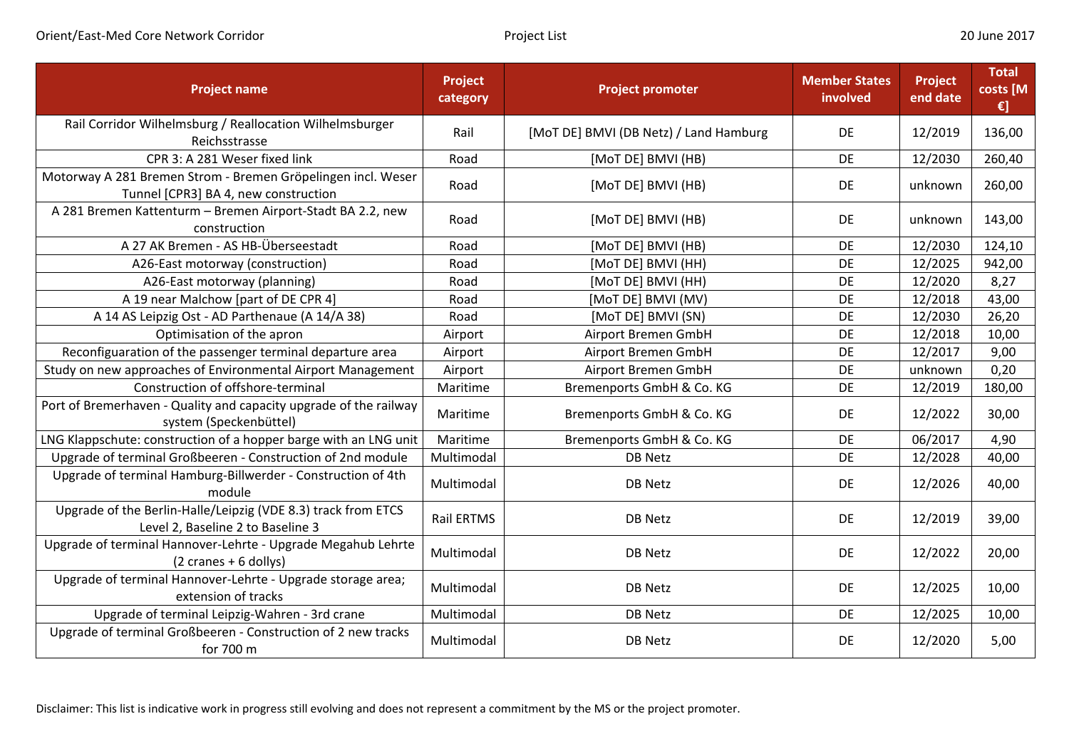| Project name | Project category | Project promoter | Member States involved | Project end date | Total costs [M €] |
|---|---|---|---|---|---|
| Rail Corridor Wilhelmsburg / Reallocation Wilhelmsburger Reichsstrasse | Rail | [MoT DE] BMVI (DB Netz) / Land Hamburg | DE | 12/2019 | 136,00 |
| CPR 3: A 281 Weser fixed link | Road | [MoT DE] BMVI (HB) | DE | 12/2030 | 260,40 |
| Motorway A 281 Bremen Strom - Bremen Gröpelingen incl. Weser Tunnel [CPR3] BA 4, new construction | Road | [MoT DE] BMVI (HB) | DE | unknown | 260,00 |
| A 281 Bremen Kattenturm – Bremen Airport-Stadt BA 2.2, new construction | Road | [MoT DE] BMVI (HB) | DE | unknown | 143,00 |
| A 27 AK Bremen - AS HB-Überseestadt | Road | [MoT DE] BMVI (HB) | DE | 12/2030 | 124,10 |
| A26-East motorway (construction) | Road | [MoT DE] BMVI (HH) | DE | 12/2025 | 942,00 |
| A26-East motorway (planning) | Road | [MoT DE] BMVI (HH) | DE | 12/2020 | 8,27 |
| A 19 near Malchow [part of DE CPR 4] | Road | [MoT DE] BMVI (MV) | DE | 12/2018 | 43,00 |
| A 14 AS Leipzig Ost - AD Parthenaue (A 14/A 38) | Road | [MoT DE] BMVI (SN) | DE | 12/2030 | 26,20 |
| Optimisation of the apron | Airport | Airport Bremen GmbH | DE | 12/2018 | 10,00 |
| Reconfiguaration of the passenger terminal departure area | Airport | Airport Bremen GmbH | DE | 12/2017 | 9,00 |
| Study on new approaches of Environmental Airport Management | Airport | Airport Bremen GmbH | DE | unknown | 0,20 |
| Construction of offshore-terminal | Maritime | Bremenports GmbH & Co. KG | DE | 12/2019 | 180,00 |
| Port of Bremerhaven - Quality and capacity upgrade of the railway system (Speckenbüttel) | Maritime | Bremenports GmbH & Co. KG | DE | 12/2022 | 30,00 |
| LNG Klappschute: construction of a hopper barge with an LNG unit | Maritime | Bremenports GmbH & Co. KG | DE | 06/2017 | 4,90 |
| Upgrade of terminal Großbeeren - Construction of 2nd module | Multimodal | DB Netz | DE | 12/2028 | 40,00 |
| Upgrade of terminal Hamburg-Billwerder - Construction of 4th module | Multimodal | DB Netz | DE | 12/2026 | 40,00 |
| Upgrade of the Berlin-Halle/Leipzig (VDE 8.3) track from ETCS Level 2, Baseline 2 to Baseline 3 | Rail ERTMS | DB Netz | DE | 12/2019 | 39,00 |
| Upgrade of terminal Hannover-Lehrte - Upgrade Megahub Lehrte (2 cranes + 6 dollys) | Multimodal | DB Netz | DE | 12/2022 | 20,00 |
| Upgrade of terminal Hannover-Lehrte - Upgrade storage area; extension of tracks | Multimodal | DB Netz | DE | 12/2025 | 10,00 |
| Upgrade of terminal Leipzig-Wahren - 3rd crane | Multimodal | DB Netz | DE | 12/2025 | 10,00 |
| Upgrade of terminal Großbeeren - Construction of 2 new tracks for 700 m | Multimodal | DB Netz | DE | 12/2020 | 5,00 |

Disclaimer: This list is indicative work in progress still evolving and does not represent a commitment by the MS or the project promoter.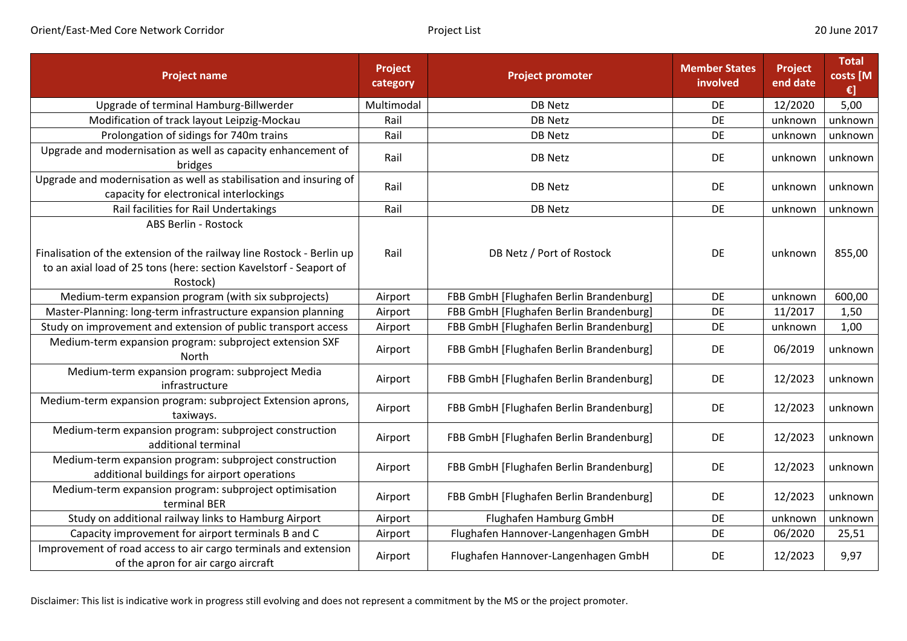| Project name | Project category | Project promoter | Member States involved | Project end date | Total costs [M €] |
|---|---|---|---|---|---|
| Upgrade of terminal Hamburg-Billwerder | Multimodal | DB Netz | DE | 12/2020 | 5,00 |
| Modification of track layout Leipzig-Mockau | Rail | DB Netz | DE | unknown | unknown |
| Prolongation of sidings for 740m trains | Rail | DB Netz | DE | unknown | unknown |
| Upgrade and modernisation as well as capacity enhancement of bridges | Rail | DB Netz | DE | unknown | unknown |
| Upgrade and modernisation as well as stabilisation and insuring of capacity for electronical interlockings | Rail | DB Netz | DE | unknown | unknown |
| Rail facilities for Rail Undertakings | Rail | DB Netz | DE | unknown | unknown |
| ABS Berlin - Rostock<br><br>Finalisation of the extension of the railway line Rostock - Berlin up to an axial load of 25 tons (here: section Kavelstorf - Seaport of Rostock) | Rail | DB Netz / Port of Rostock | DE | unknown | 855,00 |
| Medium-term expansion program (with six subprojects) | Airport | FBB GmbH [Flughafen Berlin Brandenburg] | DE | unknown | 600,00 |
| Master-Planning: long-term infrastructure expansion planning | Airport | FBB GmbH [Flughafen Berlin Brandenburg] | DE | 11/2017 | 1,50 |
| Study on improvement and extension of public transport access | Airport | FBB GmbH [Flughafen Berlin Brandenburg] | DE | unknown | 1,00 |
| Medium-term expansion program: subproject extension SXF North | Airport | FBB GmbH [Flughafen Berlin Brandenburg] | DE | 06/2019 | unknown |
| Medium-term expansion program: subproject Media infrastructure | Airport | FBB GmbH [Flughafen Berlin Brandenburg] | DE | 12/2023 | unknown |
| Medium-term expansion program: subproject Extension aprons, taxiways. | Airport | FBB GmbH [Flughafen Berlin Brandenburg] | DE | 12/2023 | unknown |
| Medium-term expansion program: subproject construction additional terminal | Airport | FBB GmbH [Flughafen Berlin Brandenburg] | DE | 12/2023 | unknown |
| Medium-term expansion program: subproject construction additional buildings for airport operations | Airport | FBB GmbH [Flughafen Berlin Brandenburg] | DE | 12/2023 | unknown |
| Medium-term expansion program: subproject optimisation terminal BER | Airport | FBB GmbH [Flughafen Berlin Brandenburg] | DE | 12/2023 | unknown |
| Study on additional railway links to Hamburg Airport | Airport | Flughafen Hamburg GmbH | DE | unknown | unknown |
| Capacity improvement for airport terminals B and C | Airport | Flughafen Hannover-Langenhagen GmbH | DE | 06/2020 | 25,51 |
| Improvement of road access to air cargo terminals and extension of the apron for air cargo aircraft | Airport | Flughafen Hannover-Langenhagen GmbH | DE | 12/2023 | 9,97 |

Disclaimer: This list is indicative work in progress still evolving and does not represent a commitment by the MS or the project promoter.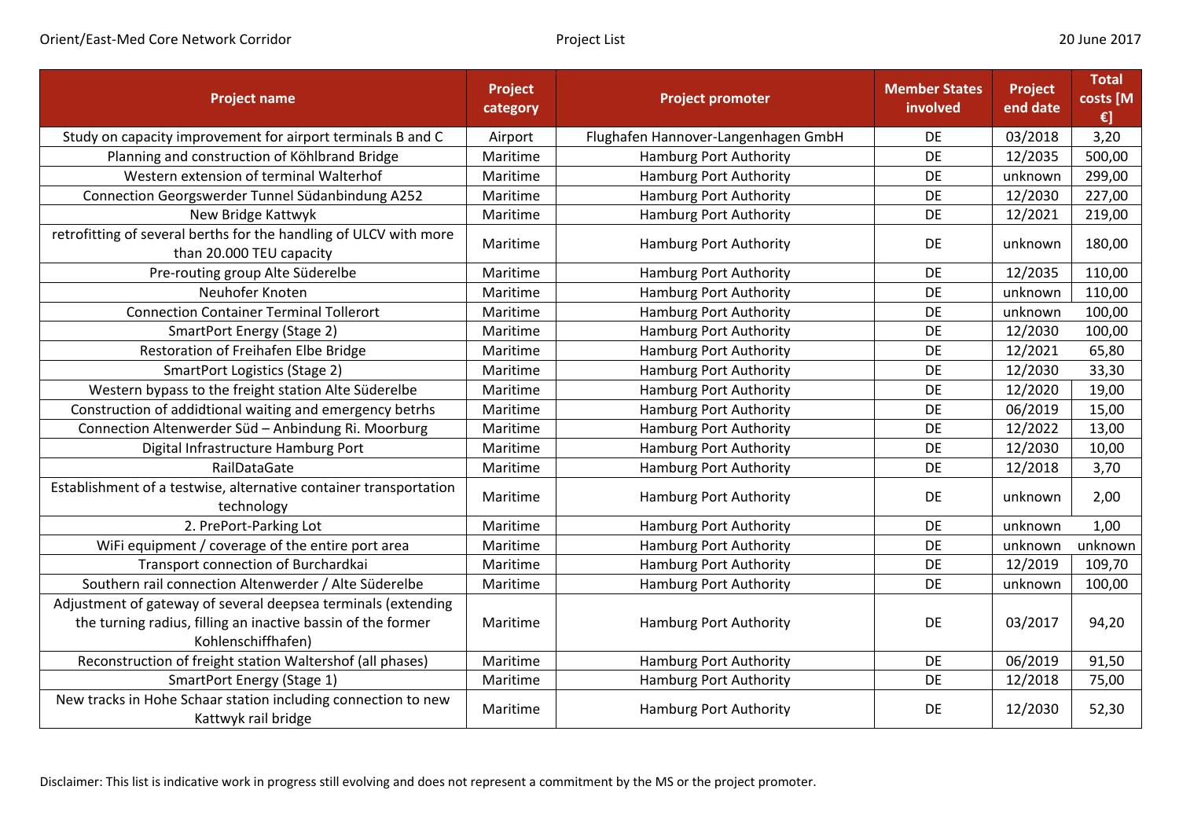| Project name | Project category | Project promoter | Member States involved | Project end date | Total costs [M €] |
|---|---|---|---|---|---|
| Study on capacity improvement for airport terminals B and C | Airport | Flughafen Hannover-Langenhagen GmbH | DE | 03/2018 | 3,20 |
| Planning and construction of Köhlbrand Bridge | Maritime | Hamburg Port Authority | DE | 12/2035 | 500,00 |
| Western extension of terminal Walterhof | Maritime | Hamburg Port Authority | DE | unknown | 299,00 |
| Connection Georgswerder Tunnel Südanbindung A252 | Maritime | Hamburg Port Authority | DE | 12/2030 | 227,00 |
| New Bridge Kattwyk | Maritime | Hamburg Port Authority | DE | 12/2021 | 219,00 |
| retrofitting of several berths for the handling of ULCV with more than 20.000 TEU capacity | Maritime | Hamburg Port Authority | DE | unknown | 180,00 |
| Pre-routing group Alte Süderelbe | Maritime | Hamburg Port Authority | DE | 12/2035 | 110,00 |
| Neuhofer Knoten | Maritime | Hamburg Port Authority | DE | unknown | 110,00 |
| Connection Container Terminal Tollerort | Maritime | Hamburg Port Authority | DE | unknown | 100,00 |
| SmartPort Energy (Stage 2) | Maritime | Hamburg Port Authority | DE | 12/2030 | 100,00 |
| Restoration of Freihafen Elbe Bridge | Maritime | Hamburg Port Authority | DE | 12/2021 | 65,80 |
| SmartPort Logistics (Stage 2) | Maritime | Hamburg Port Authority | DE | 12/2030 | 33,30 |
| Western bypass to the freight station Alte Süderelbe | Maritime | Hamburg Port Authority | DE | 12/2020 | 19,00 |
| Construction of addidtional waiting and emergency betrhs | Maritime | Hamburg Port Authority | DE | 06/2019 | 15,00 |
| Connection Altenwerder Süd – Anbindung Ri. Moorburg | Maritime | Hamburg Port Authority | DE | 12/2022 | 13,00 |
| Digital Infrastructure Hamburg Port | Maritime | Hamburg Port Authority | DE | 12/2030 | 10,00 |
| RailDataGate | Maritime | Hamburg Port Authority | DE | 12/2018 | 3,70 |
| Establishment of a testwise, alternative container transportation technology | Maritime | Hamburg Port Authority | DE | unknown | 2,00 |
| 2. PrePort-Parking Lot | Maritime | Hamburg Port Authority | DE | unknown | 1,00 |
| WiFi equipment / coverage of the entire port area | Maritime | Hamburg Port Authority | DE | unknown | unknown |
| Transport connection of Burchardkai | Maritime | Hamburg Port Authority | DE | 12/2019 | 109,70 |
| Southern rail connection Altenwerder / Alte Süderelbe | Maritime | Hamburg Port Authority | DE | unknown | 100,00 |
| Adjustment of gateway of several deepsea terminals (extending the turning radius, filling an inactive bassin of the former Kohlenschiffhafen) | Maritime | Hamburg Port Authority | DE | 03/2017 | 94,20 |
| Reconstruction of freight station Waltershof (all phases) | Maritime | Hamburg Port Authority | DE | 06/2019 | 91,50 |
| SmartPort Energy (Stage 1) | Maritime | Hamburg Port Authority | DE | 12/2018 | 75,00 |
| New tracks in Hohe Schaar station including connection to new Kattwyk rail bridge | Maritime | Hamburg Port Authority | DE | 12/2030 | 52,30 |

Disclaimer: This list is indicative work in progress still evolving and does not represent a commitment by the MS or the project promoter.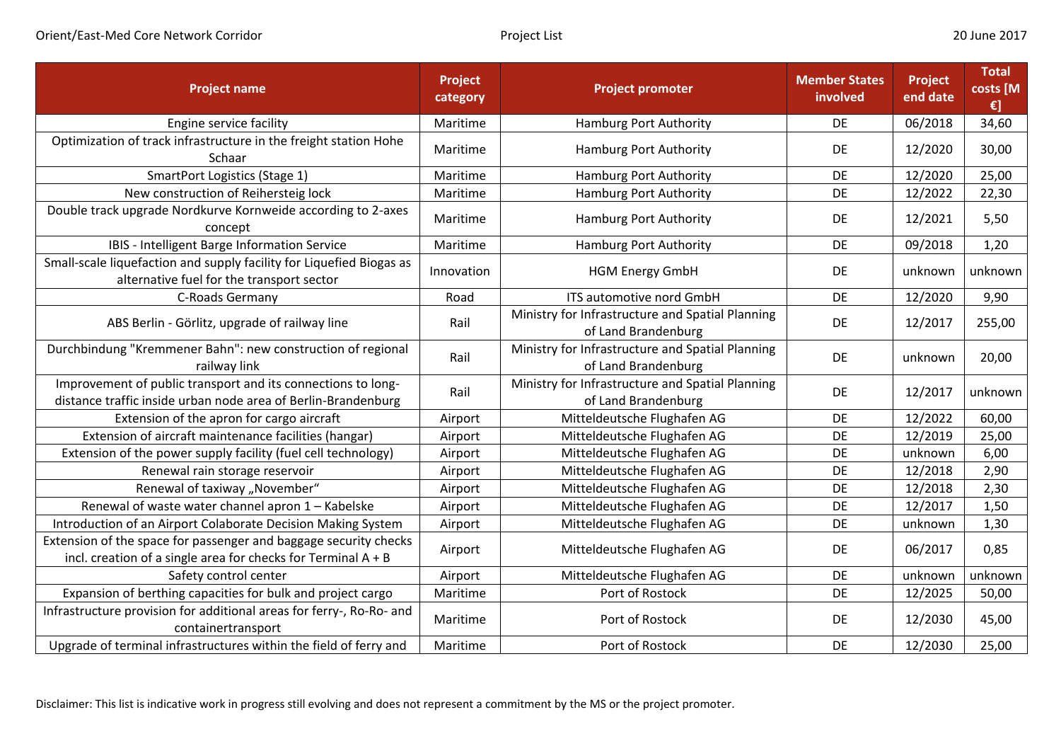| Project name | Project category | Project promoter | Member States involved | Project end date | Total costs [M €] |
|---|---|---|---|---|---|
| Engine service facility | Maritime | Hamburg Port Authority | DE | 06/2018 | 34,60 |
| Optimization of track infrastructure in the freight station Hohe Schaar | Maritime | Hamburg Port Authority | DE | 12/2020 | 30,00 |
| SmartPort Logistics (Stage 1) | Maritime | Hamburg Port Authority | DE | 12/2020 | 25,00 |
| New construction of Reihersteig lock | Maritime | Hamburg Port Authority | DE | 12/2022 | 22,30 |
| Double track upgrade Nordkurve Kornweide according to 2-axes concept | Maritime | Hamburg Port Authority | DE | 12/2021 | 5,50 |
| IBIS - Intelligent Barge Information Service | Maritime | Hamburg Port Authority | DE | 09/2018 | 1,20 |
| Small-scale liquefaction and supply facility for Liquefied Biogas as alternative fuel for the transport sector | Innovation | HGM Energy GmbH | DE | unknown | unknown |
| C-Roads Germany | Road | ITS automotive nord GmbH | DE | 12/2020 | 9,90 |
| ABS Berlin - Görlitz, upgrade of railway line | Rail | Ministry for Infrastructure and Spatial Planning of Land Brandenburg | DE | 12/2017 | 255,00 |
| Durchbindung "Kremmener Bahn": new construction of regional railway link | Rail | Ministry for Infrastructure and Spatial Planning of Land Brandenburg | DE | unknown | 20,00 |
| Improvement of public transport and its connections to long-distance traffic inside urban node area of Berlin-Brandenburg | Rail | Ministry for Infrastructure and Spatial Planning of Land Brandenburg | DE | 12/2017 | unknown |
| Extension of the apron for cargo aircraft | Airport | Mitteldeutsche Flughafen AG | DE | 12/2022 | 60,00 |
| Extension of aircraft maintenance facilities (hangar) | Airport | Mitteldeutsche Flughafen AG | DE | 12/2019 | 25,00 |
| Extension of the power supply facility (fuel cell technology) | Airport | Mitteldeutsche Flughafen AG | DE | unknown | 6,00 |
| Renewal rain storage reservoir | Airport | Mitteldeutsche Flughafen AG | DE | 12/2018 | 2,90 |
| Renewal of taxiway „November" | Airport | Mitteldeutsche Flughafen AG | DE | 12/2018 | 2,30 |
| Renewal of waste water channel apron 1 – Kabelske | Airport | Mitteldeutsche Flughafen AG | DE | 12/2017 | 1,50 |
| Introduction of an Airport Colaborate Decision Making System | Airport | Mitteldeutsche Flughafen AG | DE | unknown | 1,30 |
| Extension of the space for passenger and baggage security checks incl. creation of a single area for checks for Terminal A + B | Airport | Mitteldeutsche Flughafen AG | DE | 06/2017 | 0,85 |
| Safety control center | Airport | Mitteldeutsche Flughafen AG | DE | unknown | unknown |
| Expansion of berthing capacities for bulk and project cargo | Maritime | Port of Rostock | DE | 12/2025 | 50,00 |
| Infrastructure provision for additional areas for ferry-, Ro-Ro- and containertransport | Maritime | Port of Rostock | DE | 12/2030 | 45,00 |
| Upgrade of terminal infrastructures within the field of ferry and | Maritime | Port of Rostock | DE | 12/2030 | 25,00 |

Disclaimer: This list is indicative work in progress still evolving and does not represent a commitment by the MS or the project promoter.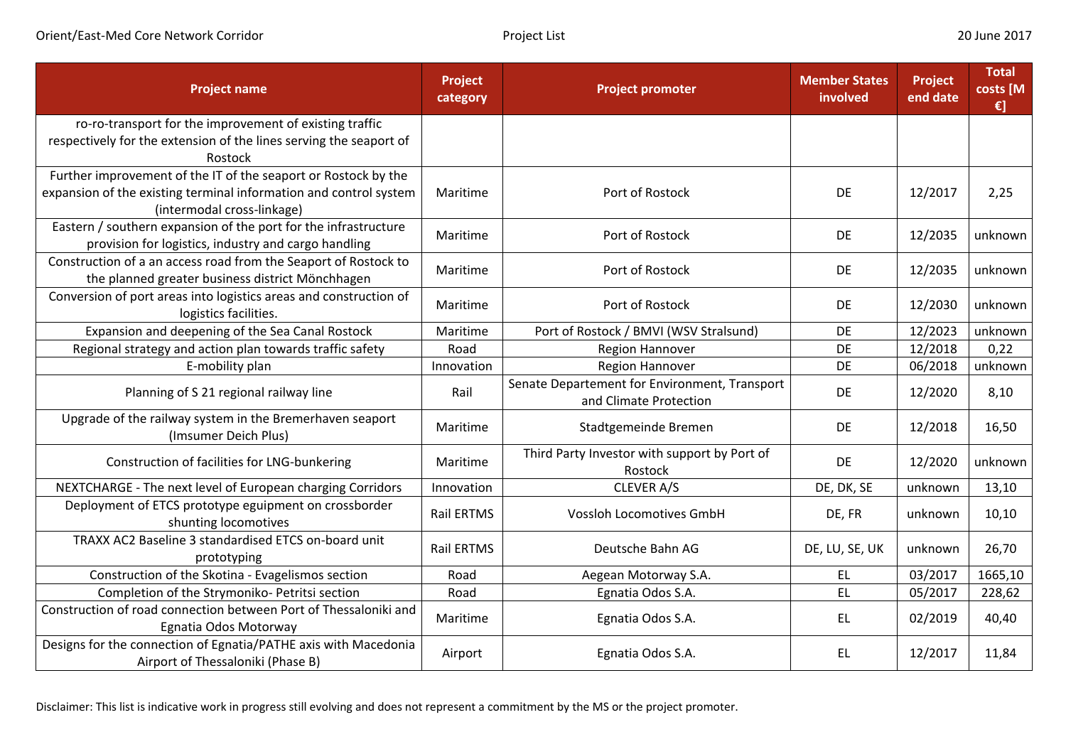| Project name | Project category | Project promoter | Member States involved | Project end date | Total costs [M €] |
|---|---|---|---|---|---|
| ro-ro-transport for the improvement of existing traffic respectively for the extension of the lines serving the seaport of Rostock | | | | | |
| Further improvement of the IT of the seaport or Rostock by the expansion of the existing terminal information and control system (intermodal cross-linkage) | Maritime | Port of Rostock | DE | 12/2017 | 2,25 |
| Eastern / southern expansion of the port for the infrastructure provision for logistics, industry and cargo handling | Maritime | Port of Rostock | DE | 12/2035 | unknown |
| Construction of a an access road from the Seaport of Rostock to the planned greater business district Mönchhagen | Maritime | Port of Rostock | DE | 12/2035 | unknown |
| Conversion of port areas into logistics areas and construction of logistics facilities. | Maritime | Port of Rostock | DE | 12/2030 | unknown |
| Expansion and deepening of the Sea Canal Rostock | Maritime | Port of Rostock / BMVI (WSV Stralsund) | DE | 12/2023 | unknown |
| Regional strategy and action plan towards traffic safety | Road | Region Hannover | DE | 12/2018 | 0,22 |
| E-mobility plan | Innovation | Region Hannover | DE | 06/2018 | unknown |
| Planning of S 21 regional railway line | Rail | Senate Departement for Environment, Transport and Climate Protection | DE | 12/2020 | 8,10 |
| Upgrade of the railway system in the Bremerhaven seaport (Imsumer Deich Plus) | Maritime | Stadtgemeinde Bremen | DE | 12/2018 | 16,50 |
| Construction of facilities for LNG-bunkering | Maritime | Third Party Investor with support by Port of Rostock | DE | 12/2020 | unknown |
| NEXTCHARGE - The next level of European charging Corridors | Innovation | CLEVER A/S | DE, DK, SE | unknown | 13,10 |
| Deployment of ETCS prototype eguipment on crossborder shunting locomotives | Rail ERTMS | Vossloh Locomotives GmbH | DE, FR | unknown | 10,10 |
| TRAXX AC2 Baseline 3 standardised ETCS on-board unit prototyping | Rail ERTMS | Deutsche Bahn AG | DE, LU, SE, UK | unknown | 26,70 |
| Construction of the Skotina - Evagelismos section | Road | Aegean Motorway S.A. | EL | 03/2017 | 1665,10 |
| Completion of the Strymoniko- Petritsi section | Road | Egnatia Odos S.A. | EL | 05/2017 | 228,62 |
| Construction of road connection between Port of Thessaloniki and Egnatia Odos Motorway | Maritime | Egnatia Odos S.A. | EL | 02/2019 | 40,40 |
| Designs for the connection of Egnatia/PATHE axis with Macedonia Airport of Thessaloniki (Phase B) | Airport | Egnatia Odos S.A. | EL | 12/2017 | 11,84 |

Disclaimer: This list is indicative work in progress still evolving and does not represent a commitment by the MS or the project promoter.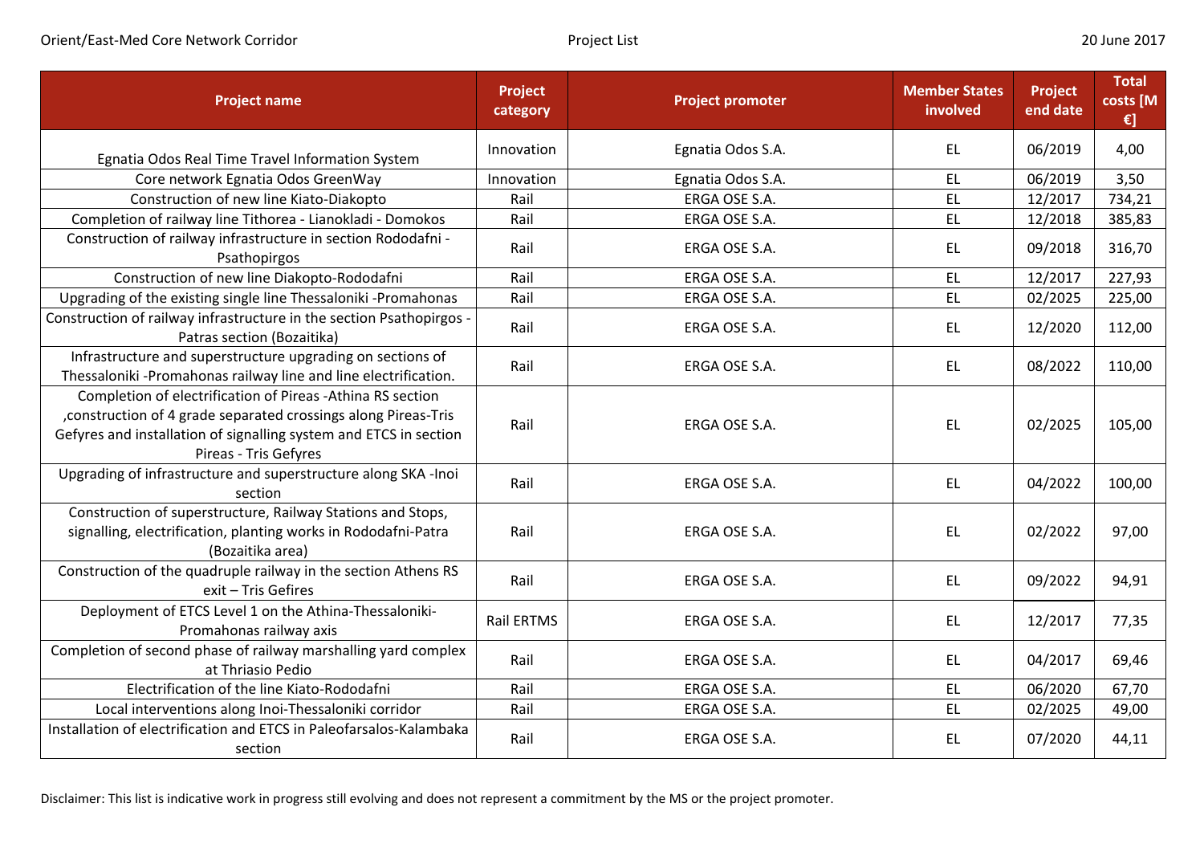| Project name | Project category | Project promoter | Member States involved | Project end date | Total costs [M €] |
|---|---|---|---|---|---|
| Egnatia Odos Real Time Travel Information System | Innovation | Egnatia Odos S.A. | EL | 06/2019 | 4,00 |
| Core network Egnatia Odos GreenWay | Innovation | Egnatia Odos S.A. | EL | 06/2019 | 3,50 |
| Construction of new line Kiato-Diakopto | Rail | ERGA OSE S.A. | EL | 12/2017 | 734,21 |
| Completion of railway line Tithorea - Lianokladi - Domokos | Rail | ERGA OSE S.A. | EL | 12/2018 | 385,83 |
| Construction of railway infrastructure in section Rododafni - Psathopirgos | Rail | ERGA OSE S.A. | EL | 09/2018 | 316,70 |
| Construction of new line Diakopto-Rododafni | Rail | ERGA OSE S.A. | EL | 12/2017 | 227,93 |
| Upgrading of the existing single line Thessaloniki -Promahonas | Rail | ERGA OSE S.A. | EL | 02/2025 | 225,00 |
| Construction of railway infrastructure in the section Psathopirgos - Patras section (Bozaitika) | Rail | ERGA OSE S.A. | EL | 12/2020 | 112,00 |
| Infrastructure and superstructure upgrading on sections of Thessaloniki -Promahonas railway line and line electrification. | Rail | ERGA OSE S.A. | EL | 08/2022 | 110,00 |
| Completion of electrification of Pireas -Athina RS section ,construction of 4 grade separated crossings along Pireas-Tris Gefyres and installation of signalling system and ETCS in section Pireas - Tris Gefyres | Rail | ERGA OSE S.A. | EL | 02/2025 | 105,00 |
| Upgrading of infrastructure and superstructure along SKA -Inoi section | Rail | ERGA OSE S.A. | EL | 04/2022 | 100,00 |
| Construction of superstructure, Railway Stations and Stops, signalling, electrification, planting works in Rododafni-Patra (Bozaitika area) | Rail | ERGA OSE S.A. | EL | 02/2022 | 97,00 |
| Construction of the quadruple railway in the section Athens RS exit – Tris Gefires | Rail | ERGA OSE S.A. | EL | 09/2022 | 94,91 |
| Deployment of ETCS Level 1 on the Athina-Thessaloniki-Promahonas railway axis | Rail ERTMS | ERGA OSE S.A. | EL | 12/2017 | 77,35 |
| Completion of second phase of railway marshalling yard complex at Thriasio Pedio | Rail | ERGA OSE S.A. | EL | 04/2017 | 69,46 |
| Electrification of the line Kiato-Rododafni | Rail | ERGA OSE S.A. | EL | 06/2020 | 67,70 |
| Local interventions along Inoi-Thessaloniki corridor | Rail | ERGA OSE S.A. | EL | 02/2025 | 49,00 |
| Installation of electrification and ETCS in Paleofarsalos-Kalambaka section | Rail | ERGA OSE S.A. | EL | 07/2020 | 44,11 |

Disclaimer: This list is indicative work in progress still evolving and does not represent a commitment by the MS or the project promoter.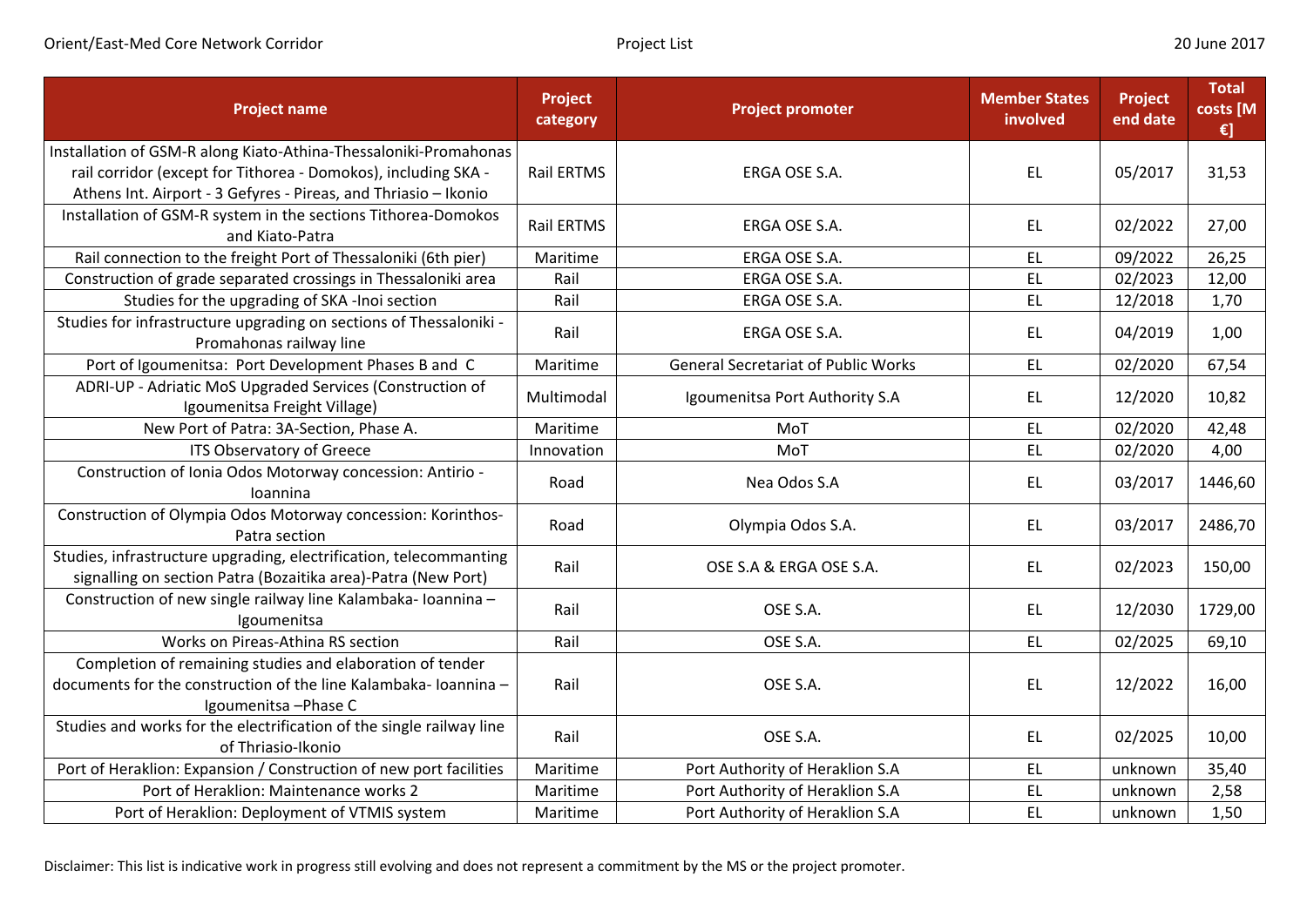| Project name | Project category | Project promoter | Member States involved | Project end date | Total costs [M €] |
|---|---|---|---|---|---|
| Installation of GSM-R along Kiato-Athina-Thessaloniki-Promahonas rail corridor (except for Tithorea - Domokos), including SKA - Athens Int. Airport - 3 Gefyres - Pireas, and Thriasio – Ikonio | Rail ERTMS | ERGA OSE S.A. | EL | 05/2017 | 31,53 |
| Installation of GSM-R system in the sections Tithorea-Domokos and Kiato-Patra | Rail ERTMS | ERGA OSE S.A. | EL | 02/2022 | 27,00 |
| Rail connection to the freight Port of Thessaloniki (6th pier) | Maritime | ERGA OSE S.A. | EL | 09/2022 | 26,25 |
| Construction of grade separated crossings in Thessaloniki area | Rail | ERGA OSE S.A. | EL | 02/2023 | 12,00 |
| Studies for the upgrading of SKA -Inoi section | Rail | ERGA OSE S.A. | EL | 12/2018 | 1,70 |
| Studies for infrastructure upgrading on sections of Thessaloniki - Promahonas railway line | Rail | ERGA OSE S.A. | EL | 04/2019 | 1,00 |
| Port of Igoumenitsa: Port Development Phases B and C | Maritime | General Secretariat of Public Works | EL | 02/2020 | 67,54 |
| ADRI-UP - Adriatic MoS Upgraded Services (Construction of Igoumenitsa Freight Village) | Multimodal | Igoumenitsa Port Authority S.A | EL | 12/2020 | 10,82 |
| New Port of Patra: 3A-Section, Phase A. | Maritime | MoT | EL | 02/2020 | 42,48 |
| ITS Observatory of Greece | Innovation | MoT | EL | 02/2020 | 4,00 |
| Construction of Ionia Odos Motorway concession: Antirio - Ioannina | Road | Nea Odos S.A | EL | 03/2017 | 1446,60 |
| Construction of Olympia Odos Motorway concession: Korinthos-Patra section | Road | Olympia Odos S.A. | EL | 03/2017 | 2486,70 |
| Studies, infrastructure upgrading, electrification, telecommanting signalling on section Patra (Bozaitika area)-Patra (New Port) | Rail | OSE S.A & ERGA OSE S.A. | EL | 02/2023 | 150,00 |
| Construction of new single railway line Kalambaka- Ioannina – Igoumenitsa | Rail | OSE S.A. | EL | 12/2030 | 1729,00 |
| Works on Pireas-Athina RS section | Rail | OSE S.A. | EL | 02/2025 | 69,10 |
| Completion of remaining studies and elaboration of tender documents for the construction of the line Kalambaka- Ioannina – Igoumenitsa –Phase C | Rail | OSE S.A. | EL | 12/2022 | 16,00 |
| Studies and works for the electrification of the single railway line of Thriasio-Ikonio | Rail | OSE S.A. | EL | 02/2025 | 10,00 |
| Port of Heraklion: Expansion / Construction of new port facilities | Maritime | Port Authority of Heraklion S.A | EL | unknown | 35,40 |
| Port of Heraklion: Maintenance works 2 | Maritime | Port Authority of Heraklion S.A | EL | unknown | 2,58 |
| Port of Heraklion: Deployment of VTMIS system | Maritime | Port Authority of Heraklion S.A | EL | unknown | 1,50 |

Disclaimer: This list is indicative work in progress still evolving and does not represent a commitment by the MS or the project promoter.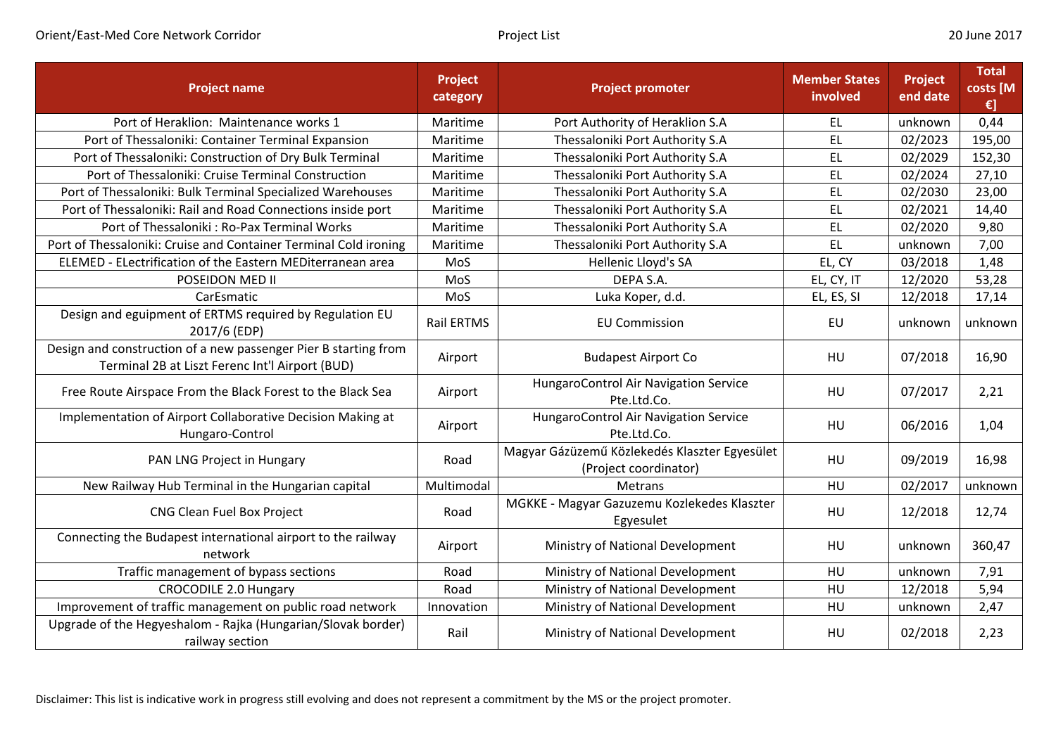| Project name | Project category | Project promoter | Member States involved | Project end date | Total costs [M €] |
|---|---|---|---|---|---|
| Port of Heraklion: Maintenance works 1 | Maritime | Port Authority of Heraklion S.A | EL | unknown | 0,44 |
| Port of Thessaloniki: Container Terminal Expansion | Maritime | Thessaloniki Port Authority S.A | EL | 02/2023 | 195,00 |
| Port of Thessaloniki: Construction of Dry Bulk Terminal | Maritime | Thessaloniki Port Authority S.A | EL | 02/2029 | 152,30 |
| Port of Thessaloniki: Cruise Terminal Construction | Maritime | Thessaloniki Port Authority S.A | EL | 02/2024 | 27,10 |
| Port of Thessaloniki: Bulk Terminal Specialized Warehouses | Maritime | Thessaloniki Port Authority S.A | EL | 02/2030 | 23,00 |
| Port of Thessaloniki: Rail and Road Connections inside port | Maritime | Thessaloniki Port Authority S.A | EL | 02/2021 | 14,40 |
| Port of Thessaloniki : Ro-Pax Terminal Works | Maritime | Thessaloniki Port Authority S.A | EL | 02/2020 | 9,80 |
| Port of Thessaloniki: Cruise and Container Terminal Cold ironing | Maritime | Thessaloniki Port Authority S.A | EL | unknown | 7,00 |
| ELEMED - ELectrification of the Eastern MEDiterranean area | MoS | Hellenic Lloyd's SA | EL, CY | 03/2018 | 1,48 |
| POSEIDON MED II | MoS | DEPA S.A. | EL, CY, IT | 12/2020 | 53,28 |
| CarEsmatic | MoS | Luka Koper, d.d. | EL, ES, SI | 12/2018 | 17,14 |
| Design and eguipment of ERTMS required by Regulation EU 2017/6 (EDP) | Rail ERTMS | EU Commission | EU | unknown | unknown |
| Design and construction of a new passenger Pier B starting from Terminal 2B at Liszt Ferenc Int'l Airport (BUD) | Airport | Budapest Airport Co | HU | 07/2018 | 16,90 |
| Free Route Airspace From the Black Forest to the Black Sea | Airport | HungaroControl Air Navigation Service Pte.Ltd.Co. | HU | 07/2017 | 2,21 |
| Implementation of Airport Collaborative Decision Making at Hungaro-Control | Airport | HungaroControl Air Navigation Service Pte.Ltd.Co. | HU | 06/2016 | 1,04 |
| PAN LNG Project in Hungary | Road | Magyar Gázüzemű Közlekedés Klaszter Egyesület (Project coordinator) | HU | 09/2019 | 16,98 |
| New Railway Hub Terminal in the Hungarian capital | Multimodal | Metrans | HU | 02/2017 | unknown |
| CNG Clean Fuel Box Project | Road | MGKKE - Magyar Gazuzemu Kozlekedes Klaszter Egyesulet | HU | 12/2018 | 12,74 |
| Connecting the Budapest international airport to the railway network | Airport | Ministry of National Development | HU | unknown | 360,47 |
| Traffic management of bypass sections | Road | Ministry of National Development | HU | unknown | 7,91 |
| CROCODILE 2.0 Hungary | Road | Ministry of National Development | HU | 12/2018 | 5,94 |
| Improvement of traffic management on public road network | Innovation | Ministry of National Development | HU | unknown | 2,47 |
| Upgrade of the Hegyeshalom - Rajka (Hungarian/Slovak border) railway section | Rail | Ministry of National Development | HU | 02/2018 | 2,23 |

Disclaimer: This list is indicative work in progress still evolving and does not represent a commitment by the MS or the project promoter.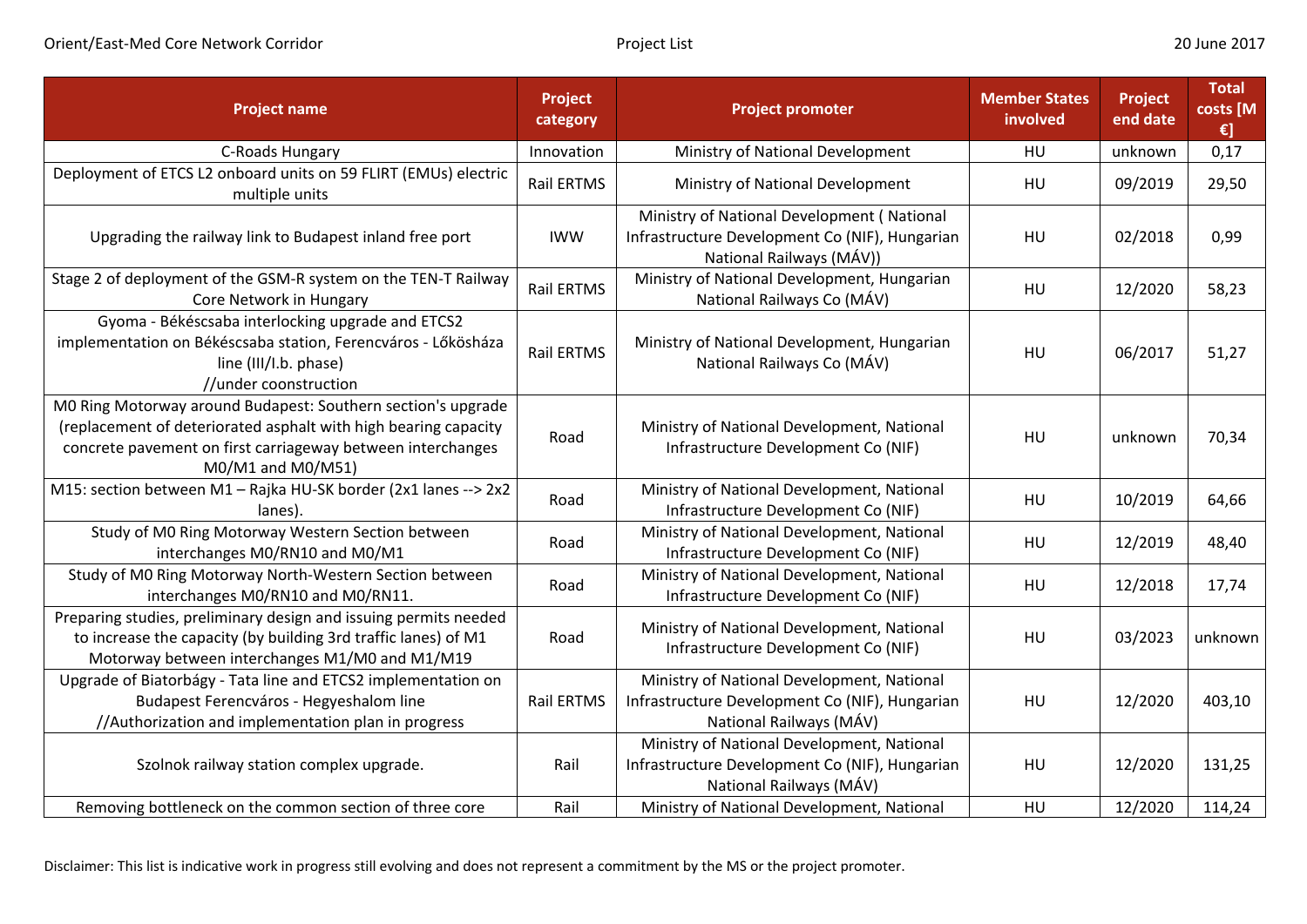| Project name | Project category | Project promoter | Member States involved | Project end date | Total costs [M €] |
|---|---|---|---|---|---|
| C-Roads Hungary | Innovation | Ministry of National Development | HU | unknown | 0,17 |
| Deployment of ETCS L2 onboard units on 59 FLIRT (EMUs) electric multiple units | Rail ERTMS | Ministry of National Development | HU | 09/2019 | 29,50 |
| Upgrading the railway link to Budapest inland free port | IWW | Ministry of National Development ( National Infrastructure Development Co (NIF), Hungarian National Railways (MÁV)) | HU | 02/2018 | 0,99 |
| Stage 2 of deployment of the GSM-R system on the TEN-T Railway Core Network in Hungary | Rail ERTMS | Ministry of National Development, Hungarian National Railways Co (MÁV) | HU | 12/2020 | 58,23 |
| Gyoma - Békéscsaba interlocking upgrade and ETCS2 implementation on Békéscsaba station, Ferencváros - Lőkösháza line (III/I.b. phase) //under coonstruction | Rail ERTMS | Ministry of National Development, Hungarian National Railways Co (MÁV) | HU | 06/2017 | 51,27 |
| M0 Ring Motorway around Budapest: Southern section's upgrade (replacement of deteriorated asphalt with high bearing capacity concrete pavement on first carriageway between interchanges M0/M1 and M0/M51) | Road | Ministry of National Development, National Infrastructure Development Co (NIF) | HU | unknown | 70,34 |
| M15: section between M1 – Rajka HU-SK border (2x1 lanes --> 2x2 lanes). | Road | Ministry of National Development, National Infrastructure Development Co (NIF) | HU | 10/2019 | 64,66 |
| Study of M0 Ring Motorway Western Section between interchanges M0/RN10 and M0/M1 | Road | Ministry of National Development, National Infrastructure Development Co (NIF) | HU | 12/2019 | 48,40 |
| Study of M0 Ring Motorway North-Western Section between interchanges M0/RN10 and M0/RN11. | Road | Ministry of National Development, National Infrastructure Development Co (NIF) | HU | 12/2018 | 17,74 |
| Preparing studies, preliminary design and issuing permits needed to increase the capacity (by building 3rd traffic lanes) of M1 Motorway between interchanges M1/M0 and M1/M19 | Road | Ministry of National Development, National Infrastructure Development Co (NIF) | HU | 03/2023 | unknown |
| Upgrade of Biatorbágy - Tata line and ETCS2 implementation on Budapest Ferencváros - Hegyeshalom line //Authorization and implementation plan in progress | Rail ERTMS | Ministry of National Development, National Infrastructure Development Co (NIF), Hungarian National Railways (MÁV) | HU | 12/2020 | 403,10 |
| Szolnok railway station complex upgrade. | Rail | Ministry of National Development, National Infrastructure Development Co (NIF), Hungarian National Railways (MÁV) | HU | 12/2020 | 131,25 |
| Removing bottleneck on the common section of three core | Rail | Ministry of National Development, National | HU | 12/2020 | 114,24 |

Disclaimer: This list is indicative work in progress still evolving and does not represent a commitment by the MS or the project promoter.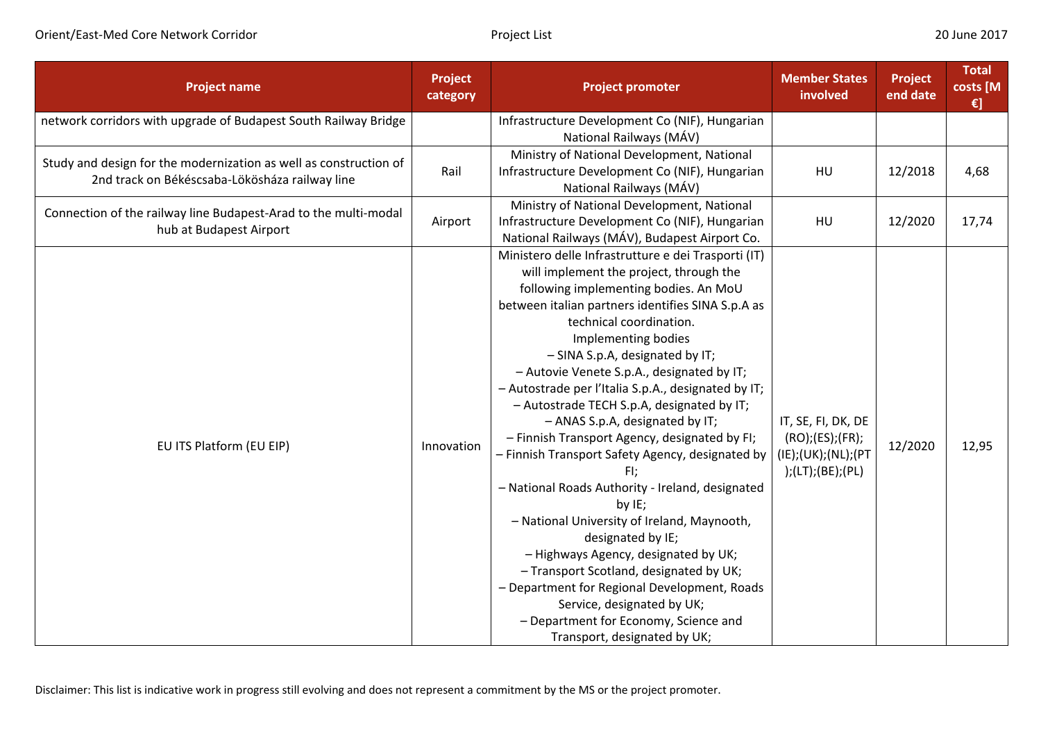| Project name | Project category | Project promoter | Member States involved | Project end date | Total costs [M €] |
|---|---|---|---|---|---|
| network corridors with upgrade of Budapest South Railway Bridge | | Infrastructure Development Co (NIF), Hungarian National Railways (MÁV) | | | |
| Study and design for the modernization as well as construction of 2nd track on Békéscsaba-Lökösháza railway line | Rail | Ministry of National Development, National Infrastructure Development Co (NIF), Hungarian National Railways (MÁV) | HU | 12/2018 | 4,68 |
| Connection of the railway line Budapest-Arad to the multi-modal hub at Budapest Airport | Airport | Ministry of National Development, National Infrastructure Development Co (NIF), Hungarian National Railways (MÁV), Budapest Airport Co. | HU | 12/2020 | 17,74 |
| EU ITS Platform (EU EIP) | Innovation | Ministero delle Infrastrutture e dei Trasporti (IT) will implement the project, through the following implementing bodies. An MoU between italian partners identifies SINA S.p.A as technical coordination.<br>Implementing bodies<br>– SINA S.p.A, designated by IT;<br>– Autovie Venete S.p.A., designated by IT;<br>– Autostrade per l'Italia S.p.A., designated by IT;<br>– Autostrade TECH S.p.A, designated by IT;<br>– ANAS S.p.A, designated by IT;<br>– Finnish Transport Agency, designated by FI;<br>– Finnish Transport Safety Agency, designated by FI;<br>– National Roads Authority - Ireland, designated by IE;<br>– National University of Ireland, Maynooth, designated by IE;<br>– Highways Agency, designated by UK;<br>– Transport Scotland, designated by UK;<br>– Department for Regional Development, Roads Service, designated by UK;<br>– Department for Economy, Science and Transport, designated by UK; | IT, SE, FI, DK, DE (RO);(ES);(FR);(IE);(UK);(NL);(PT);(LT);(BE);(PL) | 12/2020 | 12,95 |

Disclaimer: This list is indicative work in progress still evolving and does not represent a commitment by the MS or the project promoter.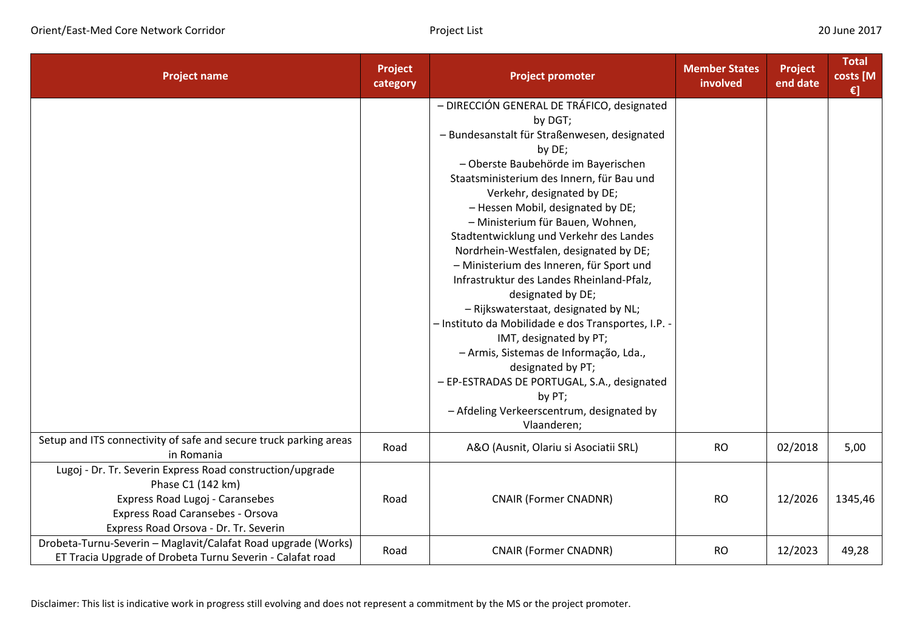| Project name | Project category | Project promoter | Member States involved | Project end date | Total costs [M €] |
|---|---|---|---|---|---|
| | | – DIRECCIÓN GENERAL DE TRÁFICO, designated by DGT;<br>– Bundesanstalt für Straßenwesen, designated by DE;<br>– Oberste Baubehörde im Bayerischen Staatsministerium des Innern, für Bau und Verkehr, designated by DE;<br>– Hessen Mobil, designated by DE;<br>– Ministerium für Bauen, Wohnen, Stadtentwicklung und Verkehr des Landes Nordrhein-Westfalen, designated by DE;<br>– Ministerium des Inneren, für Sport und Infrastruktur des Landes Rheinland-Pfalz, designated by DE;<br>– Rijkswaterstaat, designated by NL;<br>– Instituto da Mobilidade e dos Transportes, I.P. - IMT, designated by PT;<br>– Armis, Sistemas de Informação, Lda., designated by PT;<br>– EP-ESTRADAS DE PORTUGAL, S.A., designated by PT;<br>– Afdeling Verkeerscentrum, designated by Vlaanderen; | | | |
| Setup and ITS connectivity of safe and secure truck parking areas in Romania | Road | A&O (Ausnit, Olariu si Asociatii SRL) | RO | 02/2018 | 5,00 |
| Lugoj - Dr. Tr. Severin Express Road construction/upgrade Phase C1 (142 km)<br>Express Road Lugoj - Caransebes<br>Express Road Caransebes - Orsova<br>Express Road Orsova - Dr. Tr. Severin | Road | CNAIR (Former CNADNR) | RO | 12/2026 | 1345,46 |
| Drobeta-Turnu-Severin – Maglavit/Calafat Road upgrade (Works)<br>ET Tracia Upgrade of Drobeta Turnu Severin - Calafat road | Road | CNAIR (Former CNADNR) | RO | 12/2023 | 49,28 |

Disclaimer: This list is indicative work in progress still evolving and does not represent a commitment by the MS or the project promoter.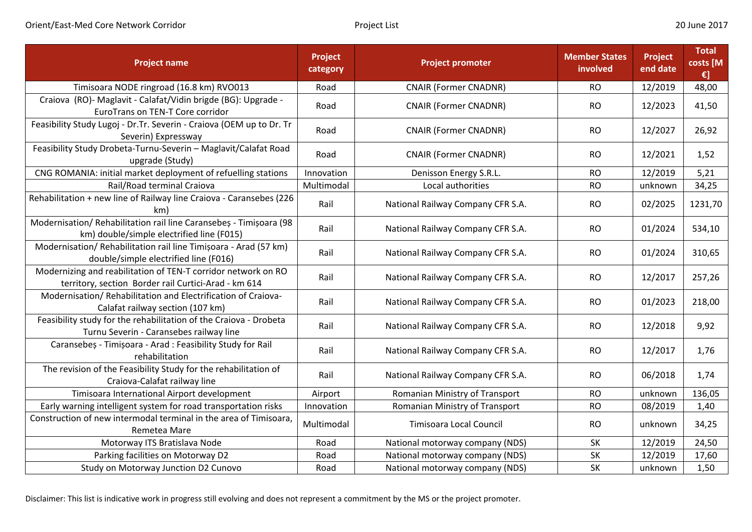| Project name | Project category | Project promoter | Member States involved | Project end date | Total costs [M €] |
|---|---|---|---|---|---|
| Timisoara NODE ringroad (16.8 km) RVO013 | Road | CNAIR (Former CNADNR) | RO | 12/2019 | 48,00 |
| Craiova (RO)- Maglavit - Calafat/Vidin brigde (BG): Upgrade - EuroTrans on TEN-T Core corridor | Road | CNAIR (Former CNADNR) | RO | 12/2023 | 41,50 |
| Feasibility Study Lugoj - Dr.Tr. Severin - Craiova (OEM up to Dr. Tr Severin) Expressway | Road | CNAIR (Former CNADNR) | RO | 12/2027 | 26,92 |
| Feasibility Study Drobeta-Turnu-Severin – Maglavit/Calafat Road upgrade (Study) | Road | CNAIR (Former CNADNR) | RO | 12/2021 | 1,52 |
| CNG ROMANIA: initial market deployment of refuelling stations | Innovation | Denisson Energy S.R.L. | RO | 12/2019 | 5,21 |
| Rail/Road terminal Craiova | Multimodal | Local authorities | RO | unknown | 34,25 |
| Rehabilitation + new line of Railway line Craiova - Caransebes (226 km) | Rail | National Railway Company CFR S.A. | RO | 02/2025 | 1231,70 |
| Modernisation/ Rehabilitation rail line Caransebeș - Timișoara (98 km) double/simple electrified line (F015) | Rail | National Railway Company CFR S.A. | RO | 01/2024 | 534,10 |
| Modernisation/ Rehabilitation rail line Timișoara - Arad (57 km) double/simple electrified line (F016) | Rail | National Railway Company CFR S.A. | RO | 01/2024 | 310,65 |
| Modernizing and reabilitation of TEN-T corridor network on RO territory, section Border rail Curtici-Arad - km 614 | Rail | National Railway Company CFR S.A. | RO | 12/2017 | 257,26 |
| Modernisation/ Rehabilitation and Electrification of Craiova-Calafat railway section (107 km) | Rail | National Railway Company CFR S.A. | RO | 01/2023 | 218,00 |
| Feasibility study for the rehabilitation of the Craiova - Drobeta Turnu Severin - Caransebes railway line | Rail | National Railway Company CFR S.A. | RO | 12/2018 | 9,92 |
| Caransebeș - Timișoara - Arad : Feasibility Study for Rail rehabilitation | Rail | National Railway Company CFR S.A. | RO | 12/2017 | 1,76 |
| The revision of the Feasibility Study for the rehabilitation of Craiova-Calafat railway line | Rail | National Railway Company CFR S.A. | RO | 06/2018 | 1,74 |
| Timisoara International Airport development | Airport | Romanian Ministry of Transport | RO | unknown | 136,05 |
| Early warning intelligent system for road transportation risks | Innovation | Romanian Ministry of Transport | RO | 08/2019 | 1,40 |
| Construction of new intermodal terminal in the area of Timisoara, Remetea Mare | Multimodal | Timisoara Local Council | RO | unknown | 34,25 |
| Motorway ITS Bratislava Node | Road | National motorway company (NDS) | SK | 12/2019 | 24,50 |
| Parking facilities on Motorway D2 | Road | National motorway company (NDS) | SK | 12/2019 | 17,60 |
| Study on Motorway Junction D2 Cunovo | Road | National motorway company (NDS) | SK | unknown | 1,50 |

Disclaimer: This list is indicative work in progress still evolving and does not represent a commitment by the MS or the project promoter.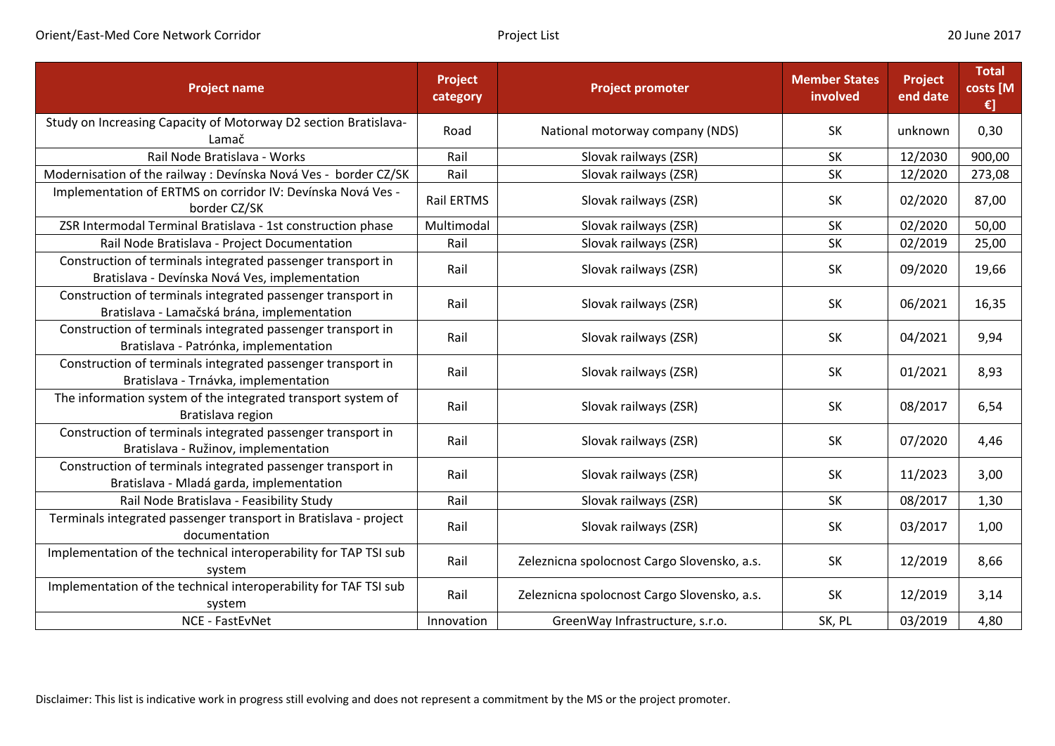| Project name | Project category | Project promoter | Member States involved | Project end date | Total costs [M €] |
|---|---|---|---|---|---|
| Study on Increasing Capacity of Motorway D2 section Bratislava-Lamač | Road | National motorway company (NDS) | SK | unknown | 0,30 |
| Rail Node Bratislava - Works | Rail | Slovak railways (ZSR) | SK | 12/2030 | 900,00 |
| Modernisation of the railway : Devínska Nová Ves - border CZ/SK | Rail | Slovak railways (ZSR) | SK | 12/2020 | 273,08 |
| Implementation of ERTMS on corridor IV: Devínska Nová Ves - border CZ/SK | Rail ERTMS | Slovak railways (ZSR) | SK | 02/2020 | 87,00 |
| ZSR Intermodal Terminal Bratislava - 1st construction phase | Multimodal | Slovak railways (ZSR) | SK | 02/2020 | 50,00 |
| Rail Node Bratislava - Project Documentation | Rail | Slovak railways (ZSR) | SK | 02/2019 | 25,00 |
| Construction of terminals integrated passenger transport in Bratislava - Devínska Nová Ves, implementation | Rail | Slovak railways (ZSR) | SK | 09/2020 | 19,66 |
| Construction of terminals integrated passenger transport in Bratislava - Lamačská brána, implementation | Rail | Slovak railways (ZSR) | SK | 06/2021 | 16,35 |
| Construction of terminals integrated passenger transport in Bratislava - Patrónka, implementation | Rail | Slovak railways (ZSR) | SK | 04/2021 | 9,94 |
| Construction of terminals integrated passenger transport in Bratislava - Trnávka, implementation | Rail | Slovak railways (ZSR) | SK | 01/2021 | 8,93 |
| The information system of the integrated transport system of Bratislava region | Rail | Slovak railways (ZSR) | SK | 08/2017 | 6,54 |
| Construction of terminals integrated passenger transport in Bratislava - Ružinov, implementation | Rail | Slovak railways (ZSR) | SK | 07/2020 | 4,46 |
| Construction of terminals integrated passenger transport in Bratislava - Mladá garda, implementation | Rail | Slovak railways (ZSR) | SK | 11/2023 | 3,00 |
| Rail Node Bratislava - Feasibility Study | Rail | Slovak railways (ZSR) | SK | 08/2017 | 1,30 |
| Terminals integrated passenger transport in Bratislava - project documentation | Rail | Slovak railways (ZSR) | SK | 03/2017 | 1,00 |
| Implementation of the technical interoperability for TAP TSI sub system | Rail | Zeleznicna spolocnost Cargo Slovensko, a.s. | SK | 12/2019 | 8,66 |
| Implementation of the technical interoperability for TAF TSI sub system | Rail | Zeleznicna spolocnost Cargo Slovensko, a.s. | SK | 12/2019 | 3,14 |
| NCE - FastEvNet | Innovation | GreenWay Infrastructure, s.r.o. | SK, PL | 03/2019 | 4,80 |

Disclaimer: This list is indicative work in progress still evolving and does not represent a commitment by the MS or the project promoter.